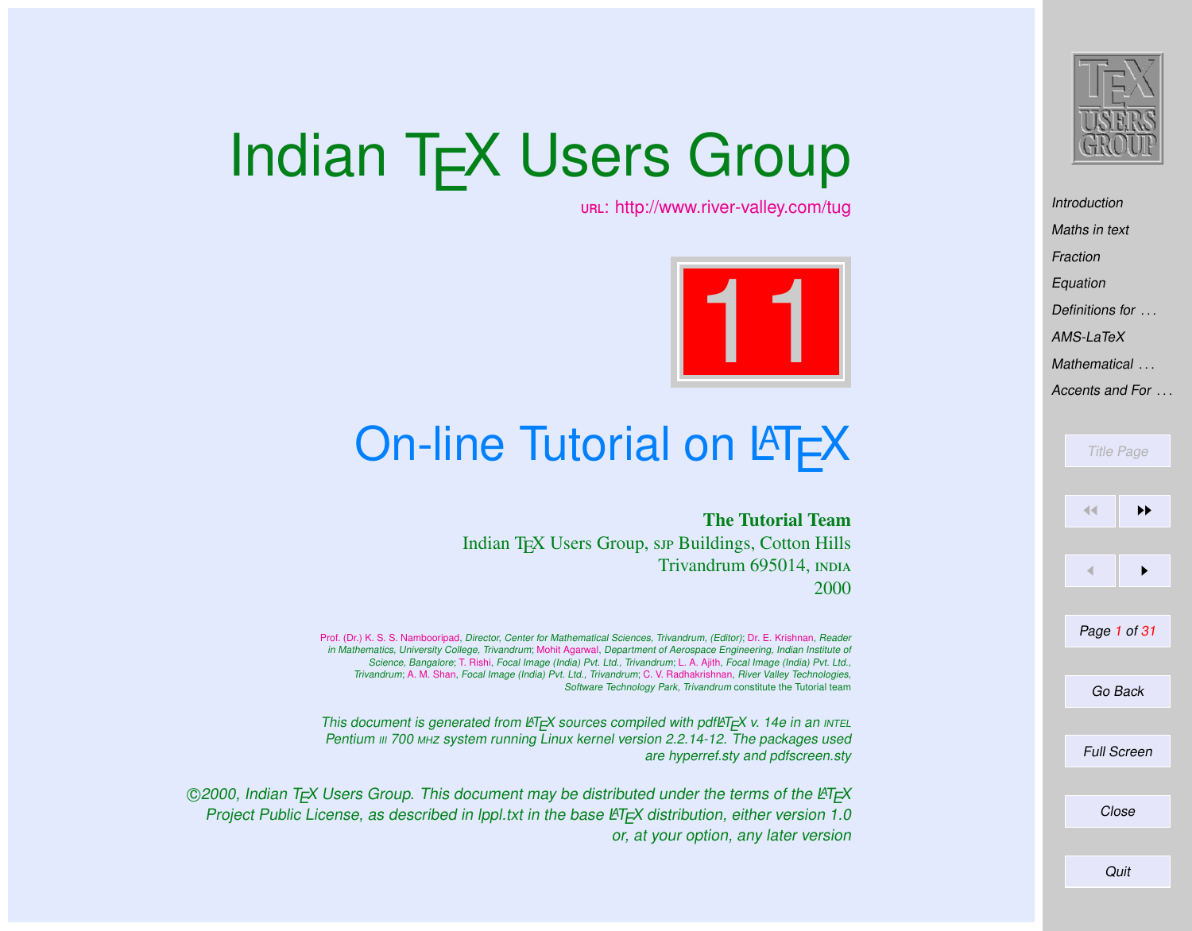# Indian TEX Users Group

URL: http://www.river-valley.com/tug

11

## On-line Tutorial on LATEX

**The Tutorial Team**
Indian TEX Users Group, SJP Buildings, Cotton Hills
Trivandrum 695014, INDIA
2000

Prof. (Dr.) K. S. S. Nambooripad, *Director, Center for Mathematical Sciences, Trivandrum, (Editor)*; Dr. E. Krishnan, *Reader in Mathematics, University College, Trivandrum*; Mohit Agarwal, *Department of Aerospace Engineering, Indian Institute of Science, Bangalore*; T. Rishi, *Focal Image (India) Pvt. Ltd., Trivandrum*; L. A. Ajith, *Focal Image (India) Pvt. Ltd., Trivandrum*; A. M. Shan, *Focal Image (India) Pvt. Ltd., Trivandrum*; C. V. Radhakrishnan, *River Valley Technologies, Software Technology Park, Trivandrum* constitute the Tutorial team

*This document is generated from LATEX sources compiled with pdfLATEX v. 14e in an INTEL Pentium III 700 MHZ system running Linux kernel version 2.2.14-12. The packages used are hyperref.sty and pdfscreen.sty*

*©2000, Indian TEX Users Group. This document may be distributed under the terms of the LATEX Project Public License, as described in lppl.txt in the base LATEX distribution, either version 1.0 or, at your option, any later version*

Introduction
Maths in text
Fraction
Equation
Definitions for ...
AMS-LaTeX
Mathematical ...
Accents and For ...

Title Page
Go Back
Full Screen
Close
Quit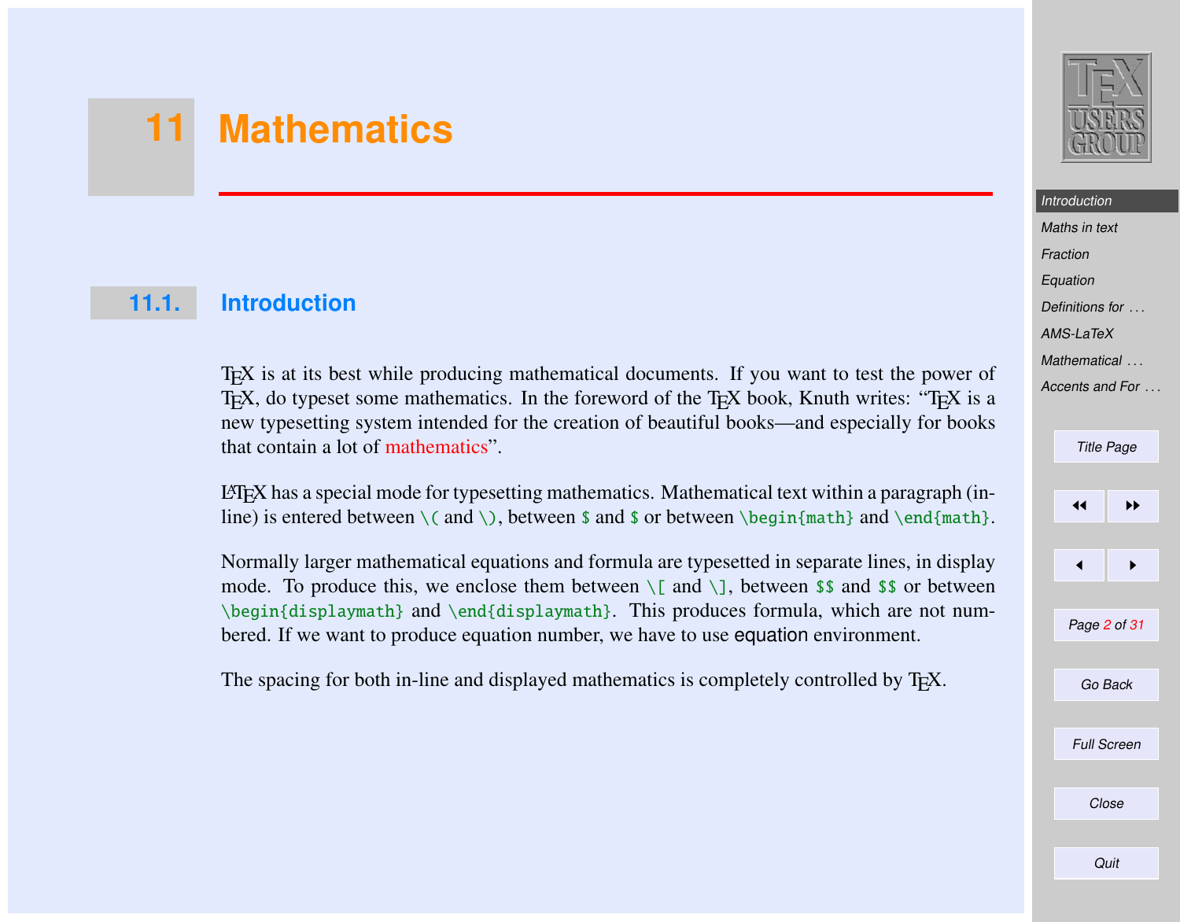# 11 Mathematics

## 11.1. Introduction

TEX is at its best while producing mathematical documents. If you want to test the power of TEX, do typeset some mathematics. In the foreword of the TEX book, Knuth writes: "TEX is a new typesetting system intended for the creation of beautiful books—and especially for books that contain a lot of mathematics".

LATEX has a special mode for typesetting mathematics. Mathematical text within a paragraph (in-line) is entered between `\(` and `\)`, between `$` and `$` or between `\begin{math}` and `\end{math}`.

Normally larger mathematical equations and formula are typesetted in separate lines, in display mode. To produce this, we enclose them between `\[` and `\]`, between `$$` and `$$` or between `\begin{displaymath}` and `\end{displaymath}`. This produces formula, which are not numbered. If we want to produce equation number, we have to use equation environment.

The spacing for both in-line and displayed mathematics is completely controlled by TEX.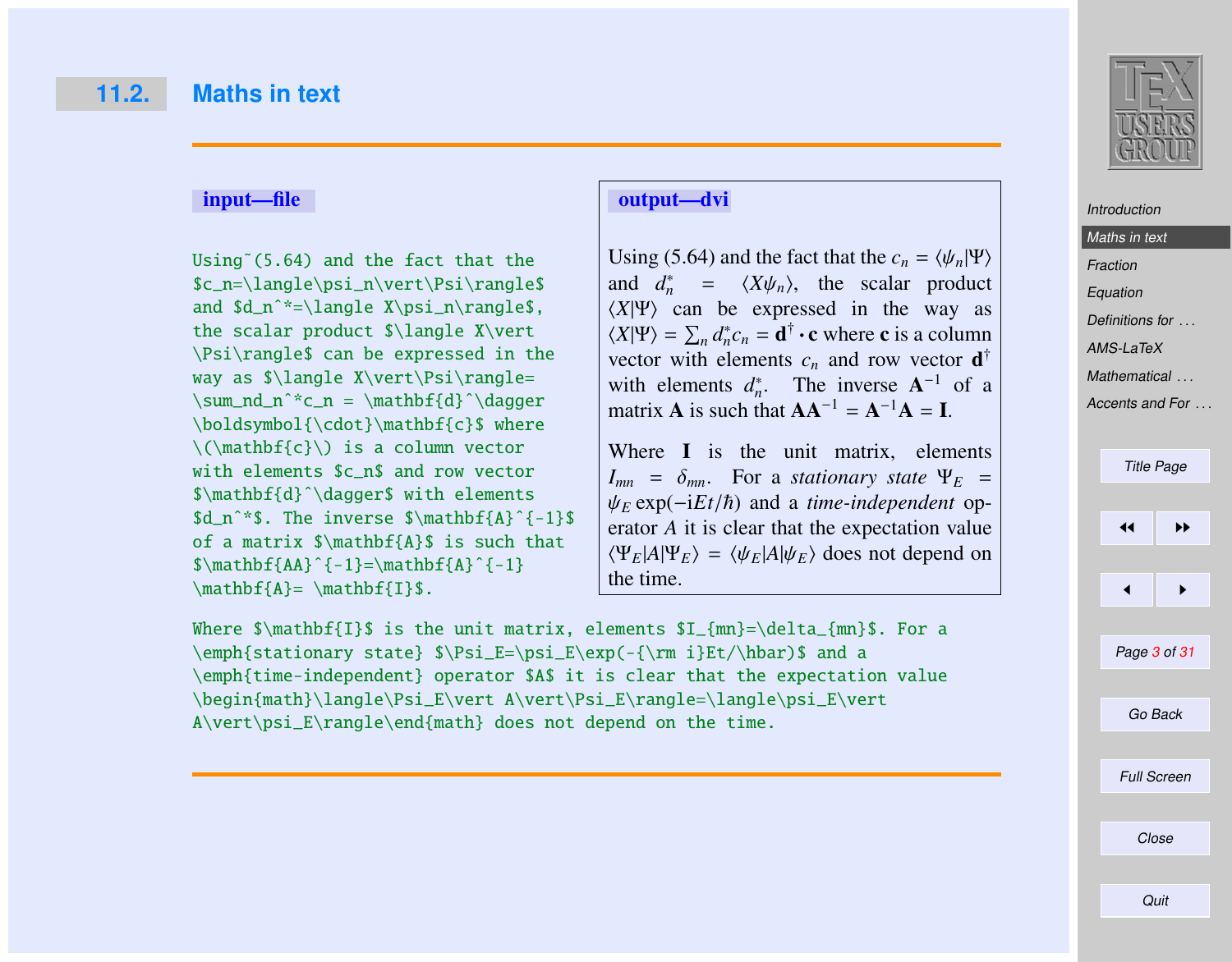## 11.2. Maths in text

**input—file**

```
Using~(5.64) and the fact that the
$c_n=\langle\psi_n\vert\Psi\rangle$
and $d_n^*=\langle X\psi_n\rangle$,
the scalar product $\langle X\vert
\Psi\rangle$ can be expressed in the
way as $\langle X\vert\Psi\rangle=
\sum_nd_n^*c_n = \mathbf{d}^\dagger
\boldsymbol{\cdot}\mathbf{c}$ where
\(\mathbf{c}\) is a column vector
with elements $c_n$ and row vector
$\mathbf{d}^\dagger$ with elements
$d_n^*$. The inverse $\mathbf{A}^{-1}$
of a matrix $\mathbf{A}$ is such that
$\mathbf{AA}^{-1}=\mathbf{A}^{-1}
\mathbf{A}= \mathbf{I}$.

Where $\mathbf{I}$ is the unit matrix, elements $I_{mn}=\delta_{mn}$. For a
\emph{stationary state} $\Psi_E=\psi_E\exp(-{\rm i}Et/\hbar)$ and a
\emph{time-independent} operator $A$ it is clear that the expectation value
\begin{math}\langle\Psi_E\vert A\vert\Psi_E\rangle=\langle\psi_E\vert
A\vert\psi_E\rangle\end{math} does not depend on the time.
```

**output—dvi**

Using (5.64) and the fact that the $c_n=\langle\psi_n\vert\Psi\rangle$ and $d_n^*=\langle X\psi_n\rangle$, the scalar product $\langle X\vert\Psi\rangle$ can be expressed in the way as $\langle X\vert\Psi\rangle=\sum_nd_n^*c_n = \mathbf{d}^\dagger\boldsymbol{\cdot}\mathbf{c}$ where $\mathbf{c}$ is a column vector with elements $c_n$ and row vector $\mathbf{d}^\dagger$ with elements $d_n^*$. The inverse $\mathbf{A}^{-1}$ of a matrix $\mathbf{A}$ is such that $\mathbf{AA}^{-1}=\mathbf{A}^{-1}\mathbf{A}= \mathbf{I}$.

Where $\mathbf{I}$ is the unit matrix, elements $I_{mn}=\delta_{mn}$. For a *stationary state* $\Psi_E=\psi_E\exp(-{\rm i}Et/\hbar)$ and a *time-independent* operator $A$ it is clear that the expectation value $\langle\Psi_E\vert A\vert\Psi_E\rangle=\langle\psi_E\vert A\vert\psi_E\rangle$ does not depend on the time.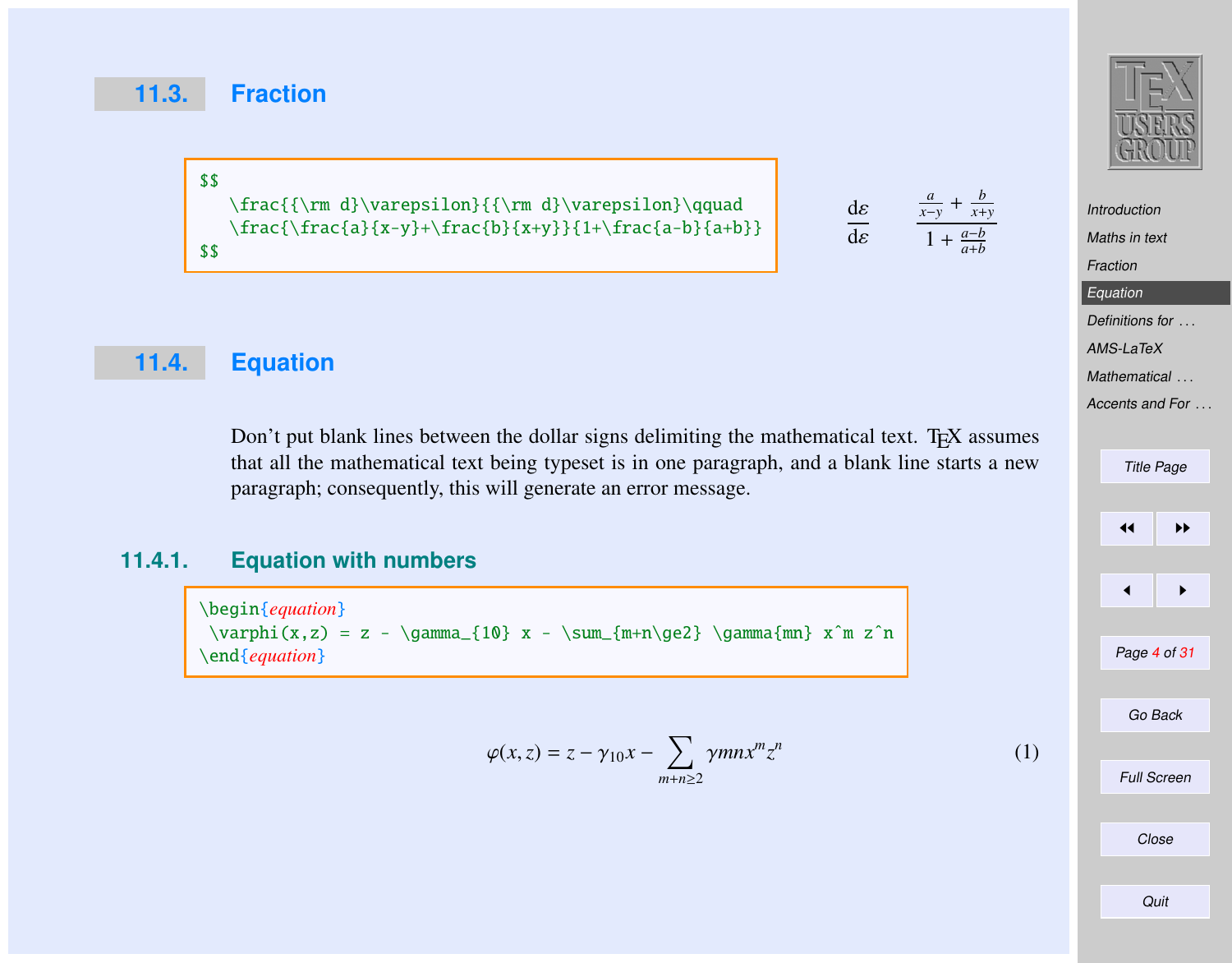## 11.3. Fraction

```
$$
   \frac{{\rm d}\varepsilon}{{\rm d}\varepsilon}\qquad
   \frac{\frac{a}{x-y}+\frac{b}{x+y}}{1+\frac{a-b}{a+b}}
$$
```

$$
\frac{{\rm d}\varepsilon}{{\rm d}\varepsilon}\qquad
\frac{\frac{a}{x-y}+\frac{b}{x+y}}{1+\frac{a-b}{a+b}}
$$

## 11.4. Equation

Don't put blank lines between the dollar signs delimiting the mathematical text. TEX assumes that all the mathematical text being typeset is in one paragraph, and a blank line starts a new paragraph; consequently, this will generate an error message.

### 11.4.1. Equation with numbers

```
\begin{equation}
 \varphi(x,z) = z - \gamma_{10} x - \sum_{m+n\ge2} \gamma{mn} x^m z^n
\end{equation}
```

$$
\varphi(x,z) = z - \gamma_{10} x - \sum_{m+n\ge2} \gamma{mn} x^m z^n \tag{1}
$$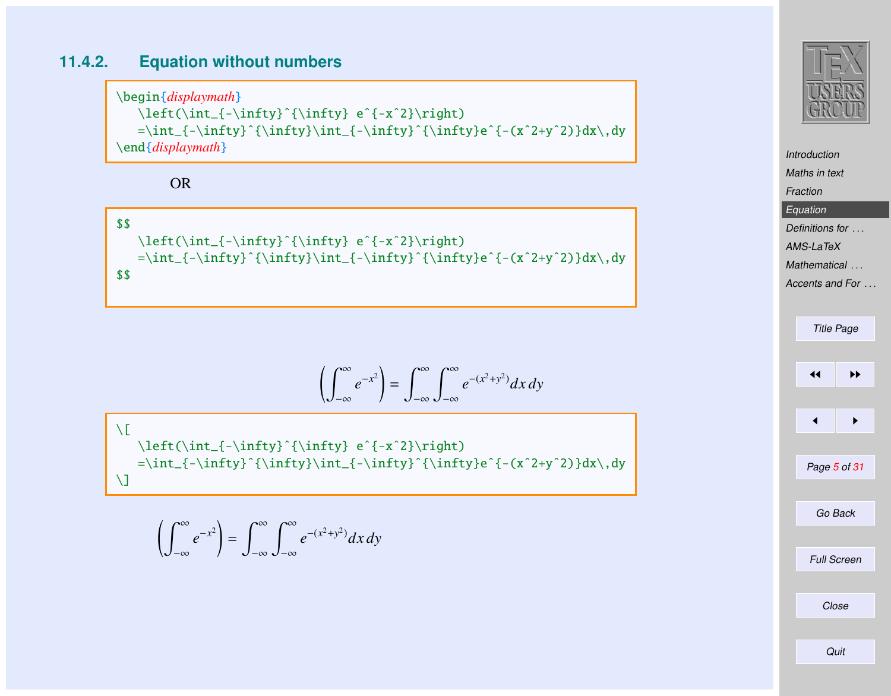### 11.4.2. Equation without numbers

```
\begin{displaymath}
   \left(\int_{-\infty}^{\infty} e^{-x^2}\right)
   =\int_{-\infty}^{\infty}\int_{-\infty}^{\infty}e^{-(x^2+y^2)}dx\,dy
\end{displaymath}
```

OR

```
$$
   \left(\int_{-\infty}^{\infty} e^{-x^2}\right)
   =\int_{-\infty}^{\infty}\int_{-\infty}^{\infty}e^{-(x^2+y^2)}dx\,dy
$$
```

$$\left(\int_{-\infty}^{\infty} e^{-x^2}\right)=\int_{-\infty}^{\infty}\int_{-\infty}^{\infty}e^{-(x^2+y^2)}dx\,dy$$

```
\[
   \left(\int_{-\infty}^{\infty} e^{-x^2}\right)
   =\int_{-\infty}^{\infty}\int_{-\infty}^{\infty}e^{-(x^2+y^2)}dx\,dy
\]
```

$$\left(\int_{-\infty}^{\infty} e^{-x^2}\right)=\int_{-\infty}^{\infty}\int_{-\infty}^{\infty}e^{-(x^2+y^2)}dx\,dy$$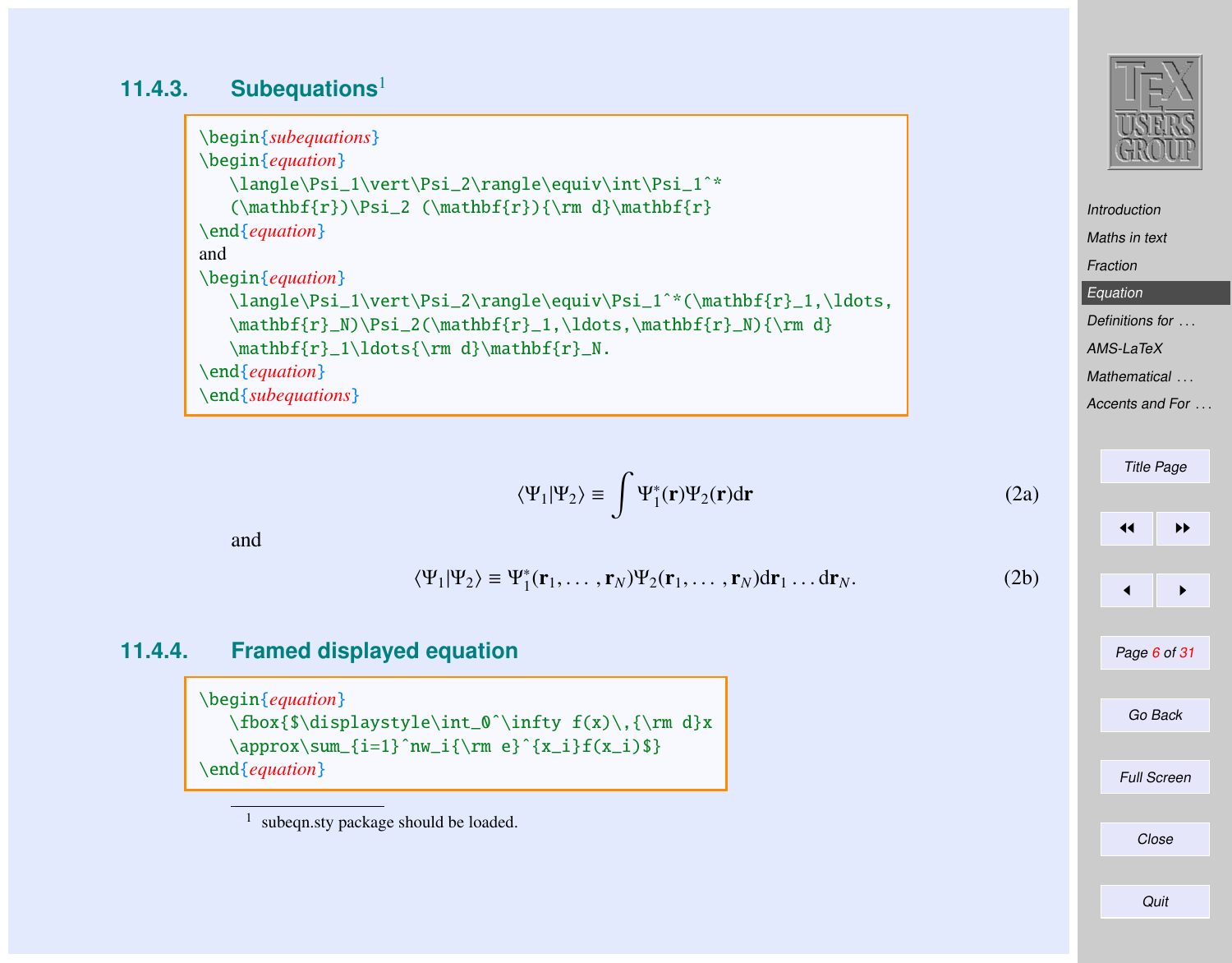### 11.4.3. Subequations[1]

```
\begin{subequations}
\begin{equation}
   \langle\Psi_1\vert\Psi_2\rangle\equiv\int\Psi_1^*
   (\mathbf{r})\Psi_2 (\mathbf{r}){\rm d}\mathbf{r}
\end{equation}
and
\begin{equation}
   \langle\Psi_1\vert\Psi_2\rangle\equiv\Psi_1^*(\mathbf{r}_1,\ldots,
   \mathbf{r}_N)\Psi_2(\mathbf{r}_1,\ldots,\mathbf{r}_N){\rm d}
   \mathbf{r}_1\ldots{\rm d}\mathbf{r}_N.
\end{equation}
\end{subequations}
```

$$\langle\Psi_1\vert\Psi_2\rangle\equiv\int\Psi_1^*(\mathbf{r})\Psi_2(\mathbf{r}){\rm d}\mathbf{r} \tag{2a}$$

and

$$\langle\Psi_1\vert\Psi_2\rangle\equiv\Psi_1^*(\mathbf{r}_1,\ldots,\mathbf{r}_N)\Psi_2(\mathbf{r}_1,\ldots,\mathbf{r}_N){\rm d}\mathbf{r}_1\ldots{\rm d}\mathbf{r}_N. \tag{2b}$$

### 11.4.4. Framed displayed equation

```
\begin{equation}
   \fbox{$\displaystyle\int_0^\infty f(x)\,{\rm d}x
   \approx\sum_{i=1}^nw_i{\rm e}^{x_i}f(x_i)$}
\end{equation}
```

[1] subeqn.sty package should be loaded.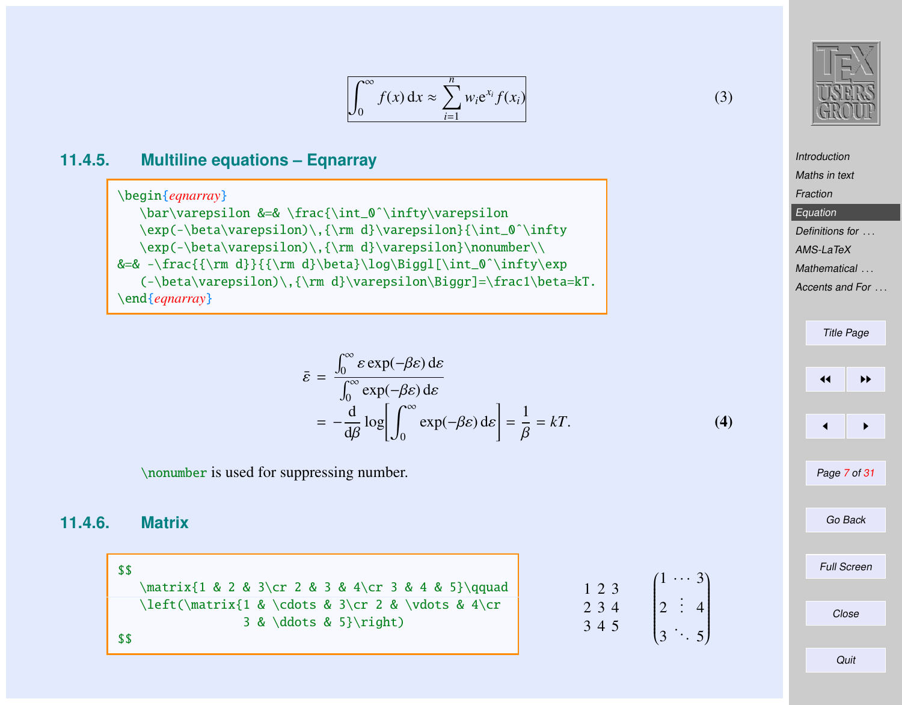$$
\boxed{\int_0^\infty f(x)\,\mathrm{d}x \approx \sum_{i=1}^{n} w_i \mathrm{e}^{x_i} f(x_i)} \tag{3}
$$

### 11.4.5. Multiline equations – Eqnarray

```
\begin{eqnarray}
   \bar\varepsilon &=& \frac{\int_0^\infty\varepsilon
   \exp(-\beta\varepsilon)\,{\rm d}\varepsilon}{\int_0^\infty
   \exp(-\beta\varepsilon)\,{\rm d}\varepsilon}\nonumber\\
&=& -\frac{{\rm d}}{{\rm d}\beta}\log\Biggl[\int_0^\infty\exp
   (-\beta\varepsilon)\,{\rm d}\varepsilon\Biggr]=\frac1\beta=kT.
\end{eqnarray}
```

$$
\begin{aligned}
\bar\varepsilon &= \frac{\int_0^\infty \varepsilon \exp(-\beta\varepsilon)\,\mathrm{d}\varepsilon}{\int_0^\infty \exp(-\beta\varepsilon)\,\mathrm{d}\varepsilon} \\
&= -\frac{\mathrm{d}}{\mathrm{d}\beta}\log\Biggl[\int_0^\infty \exp(-\beta\varepsilon)\,\mathrm{d}\varepsilon\Biggr] = \frac{1}{\beta} = kT.
\end{aligned} \tag{4}
$$

`\nonumber` is used for suppressing number.

### 11.4.6. Matrix

```
$$
   \matrix{1 & 2 & 3\cr 2 & 3 & 4\cr 3 & 4 & 5}\qquad
   \left(\matrix{1 & \cdots & 3\cr 2 & \vdots & 4\cr
              3 & \ddots & 5}\right)
$$
```

$$
\begin{matrix}1 & 2 & 3\\ 2 & 3 & 4\\ 3 & 4 & 5\end{matrix}\qquad
\begin{pmatrix}1 & \cdots & 3\\ 2 & \vdots & 4\\ 3 & \ddots & 5\end{pmatrix}
$$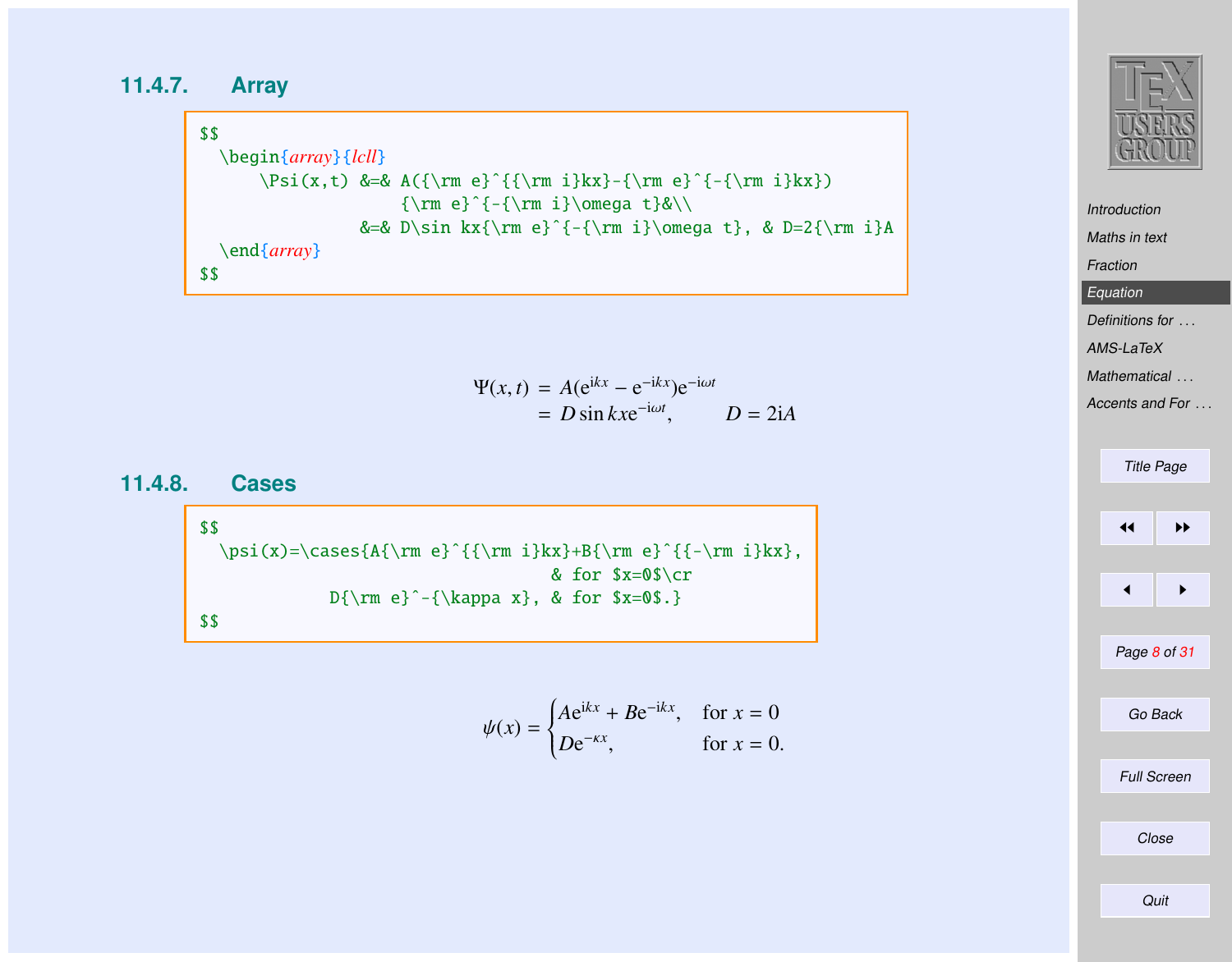### 11.4.7. Array

```
$$
  \begin{array}{lcll}
      \Psi(x,t) &=& A({\rm e}^{{\rm i}kx}-{\rm e}^{-{\rm i}kx})
                    {\rm e}^{-{\rm i}\omega t}&\\
                &=& D\sin kx{\rm e}^{-{\rm i}\omega t}, & D=2{\rm i}A
  \end{array}
$$
```

$$
\begin{array}{lcll}
\Psi(x,t) &=& A({\rm e}^{{\rm i}kx}-{\rm e}^{-{\rm i}kx}){\rm e}^{-{\rm i}\omega t}&\\
&=& D\sin kx{\rm e}^{-{\rm i}\omega t}, & D=2{\rm i}A
\end{array}
$$

### 11.4.8. Cases

```
$$
  \psi(x)=\cases{A{\rm e}^{{\rm i}kx}+B{\rm e}^{{-\rm i}kx},
                                  & for $x=0$\cr
           D{\rm e}^-{\kappa x}, & for $x=0$.}
$$
```

$$
\psi(x)=\begin{cases} A{\rm e}^{{\rm i}kx}+B{\rm e}^{-{\rm i}kx}, & \text{for } x=0\\ D{\rm e}^{-\kappa x}, & \text{for } x=0.\end{cases}
$$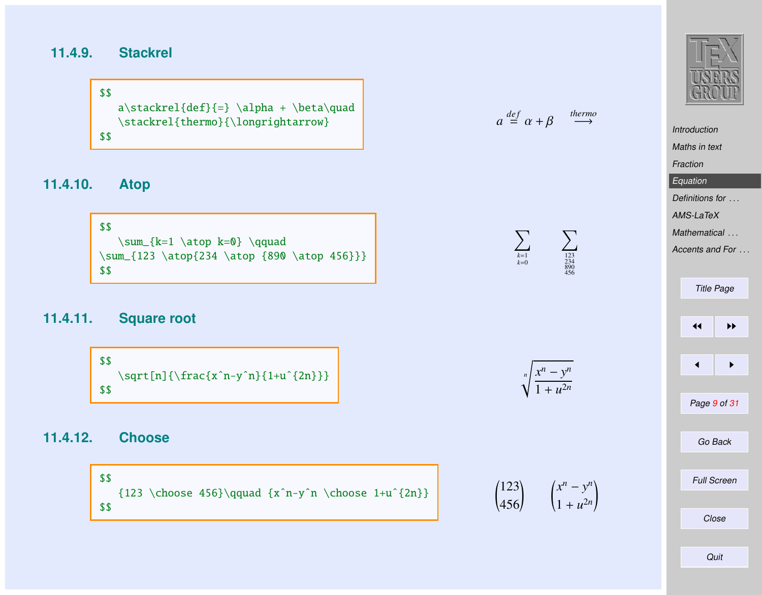### 11.4.9. Stackrel

```
$$
   a\stackrel{def}{=} \alpha + \beta\quad
   \stackrel{thermo}{\longrightarrow}
$$
```

$$
a\stackrel{def}{=} \alpha + \beta\quad \stackrel{thermo}{\longrightarrow}
$$

### 11.4.10. Atop

```
$$
   \sum_{k=1 \atop k=0} \qquad
\sum_{123 \atop{234 \atop {890 \atop 456}}}
$$
```

$$
\sum_{k=1 \atop k=0} \qquad \sum_{123 \atop{234 \atop {890 \atop 456}}}
$$

### 11.4.11. Square root

```
$$
   \sqrt[n]{\frac{x^n-y^n}{1+u^{2n}}}
$$
```

$$
\sqrt[n]{\frac{x^n-y^n}{1+u^{2n}}}
$$

### 11.4.12. Choose

```
$$
   {123 \choose 456}\qquad {x^n-y^n \choose 1+u^{2n}}
$$
```

$$
{123 \choose 456}\qquad {x^n-y^n \choose 1+u^{2n}}
$$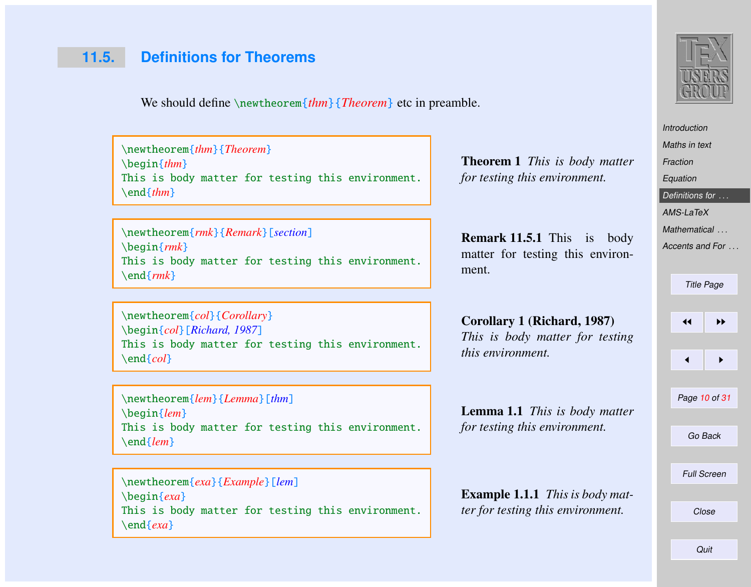## 11.5. Definitions for Theorems

We should define `\newtheorem{thm}{Theorem}` etc in preamble.

```
\newtheorem{thm}{Theorem}
\begin{thm}
This is body matter for testing this environment.
\end{thm}
```

**Theorem 1** *This is body matter for testing this environment.*

```
\newtheorem{rmk}{Remark}[section]
\begin{rmk}
This is body matter for testing this environment.
\end{rmk}
```

**Remark 11.5.1** This is body matter for testing this environment.

```
\newtheorem{col}{Corollary}
\begin{col}[Richard, 1987]
This is body matter for testing this environment.
\end{col}
```

**Corollary 1 (Richard, 1987)** *This is body matter for testing this environment.*

```
\newtheorem{lem}{Lemma}[thm]
\begin{lem}
This is body matter for testing this environment.
\end{lem}
```

**Lemma 1.1** *This is body matter for testing this environment.*

```
\newtheorem{exa}{Example}[lem]
\begin{exa}
This is body matter for testing this environment.
\end{exa}
```

**Example 1.1.1** *This is body matter for testing this environment.*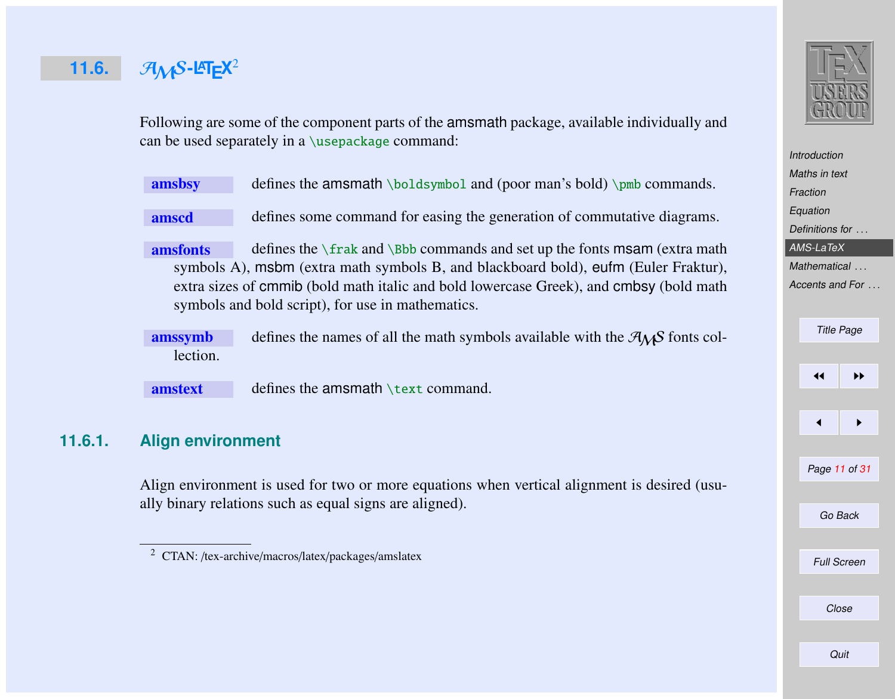## 11.6. AMS-LaTeX[2]

Following are some of the component parts of the amsmath package, available individually and can be used separately in a `\usepackage` command:

**amsbsy** defines the amsmath `\boldsymbol` and (poor man's bold) `\pmb` commands.

**amscd** defines some command for easing the generation of commutative diagrams.

**amsfonts** defines the `\frak` and `\Bbb` commands and set up the fonts msam (extra math symbols A), msbm (extra math symbols B, and blackboard bold), eufm (Euler Fraktur), extra sizes of cmmib (bold math italic and bold lowercase Greek), and cmbsy (bold math symbols and bold script), for use in mathematics.

**amssymb** defines the names of all the math symbols available with the AMS fonts collection.

**amstext** defines the amsmath `\text` command.

### 11.6.1. Align environment

Align environment is used for two or more equations when vertical alignment is desired (usually binary relations such as equal signs are aligned).

[2] CTAN: /tex-archive/macros/latex/packages/amslatex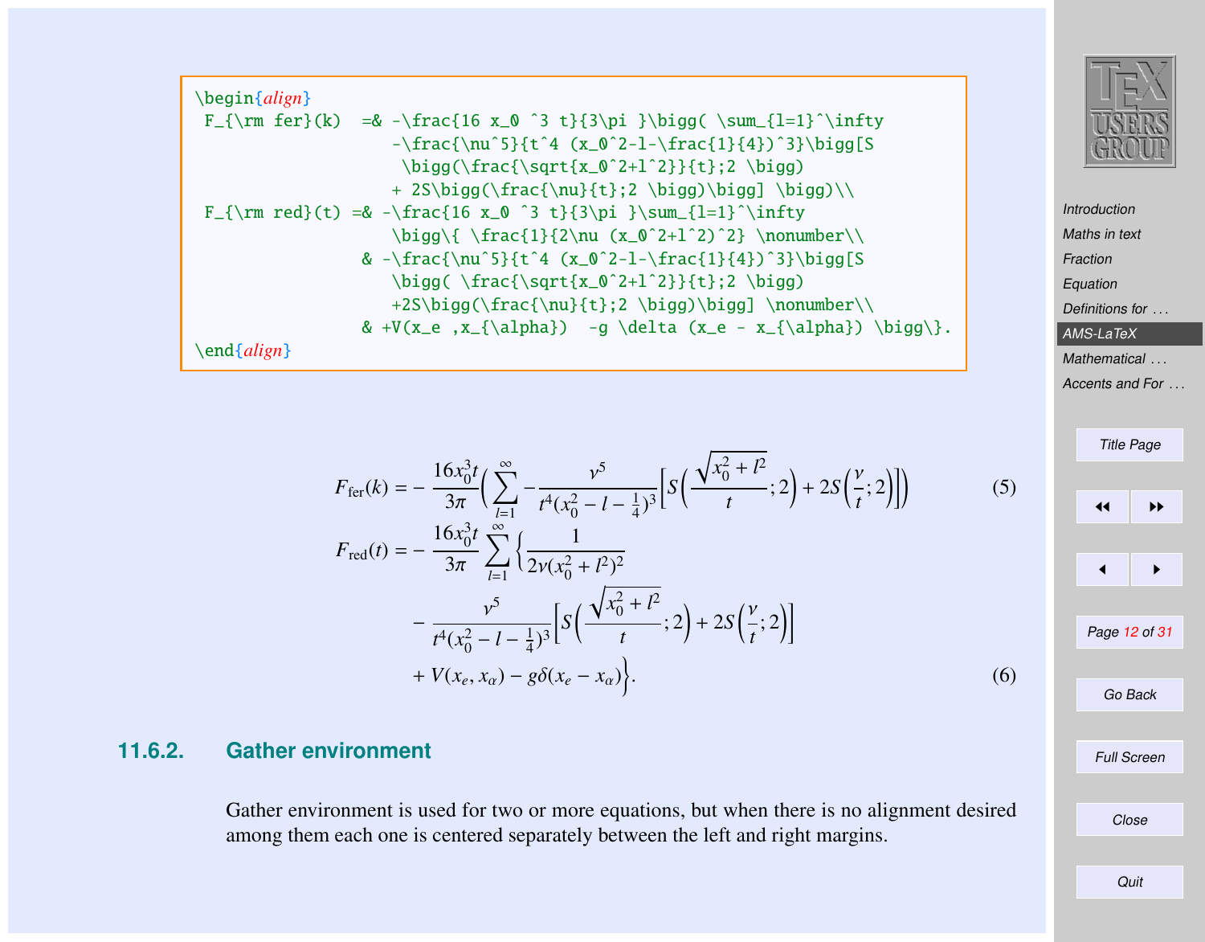```
\begin{align}
 F_{\rm fer}(k)  =& -\frac{16 x_0 ^3 t}{3\pi }\bigg( \sum_{l=1}^\infty
                  -\frac{\nu^5}{t^4 (x_0^2-l-\frac{1}{4})^3}\bigg[S
                   \bigg(\frac{\sqrt{x_0^2+l^2}}{t};2 \bigg)
                  + 2S\bigg(\frac{\nu}{t};2 \bigg)\bigg] \bigg)\\
 F_{\rm red}(t) =& -\frac{16 x_0 ^3 t}{3\pi }\sum_{l=1}^\infty
                  \bigg\{ \frac{1}{2\nu (x_0^2+l^2)^2} \nonumber\\
               & -\frac{\nu^5}{t^4 (x_0^2-l-\frac{1}{4})^3}\bigg[S
                  \bigg( \frac{\sqrt{x_0^2+l^2}}{t};2 \bigg)
                  +2S\bigg(\frac{\nu}{t};2 \bigg)\bigg] \nonumber\\
               & +V(x_e ,x_{\alpha})  -g \delta (x_e - x_{\alpha}) \bigg\}.
\end{align}
```

$$
F_{\rm fer}(k) = -\frac{16 x_0^3 t}{3\pi}\bigg( \sum_{l=1}^\infty -\frac{\nu^5}{t^4 (x_0^2-l-\frac{1}{4})^3}\bigg[S\bigg(\frac{\sqrt{x_0^2+l^2}}{t};2 \bigg) + 2S\bigg(\frac{\nu}{t};2 \bigg)\bigg] \bigg) \tag{5}
$$

$$
\begin{aligned}
F_{\rm red}(t) = & -\frac{16 x_0^3 t}{3\pi}\sum_{l=1}^\infty \bigg\{ \frac{1}{2\nu (x_0^2+l^2)^2} \\
& -\frac{\nu^5}{t^4 (x_0^2-l-\frac{1}{4})^3}\bigg[S\bigg( \frac{\sqrt{x_0^2+l^2}}{t};2 \bigg) +2S\bigg(\frac{\nu}{t};2 \bigg)\bigg] \\
& +V(x_e ,x_{\alpha}) -g \delta (x_e - x_{\alpha}) \bigg\}.
\end{aligned} \tag{6}
$$

### 11.6.2. Gather environment

Gather environment is used for two or more equations, but when there is no alignment desired among them each one is centered separately between the left and right margins.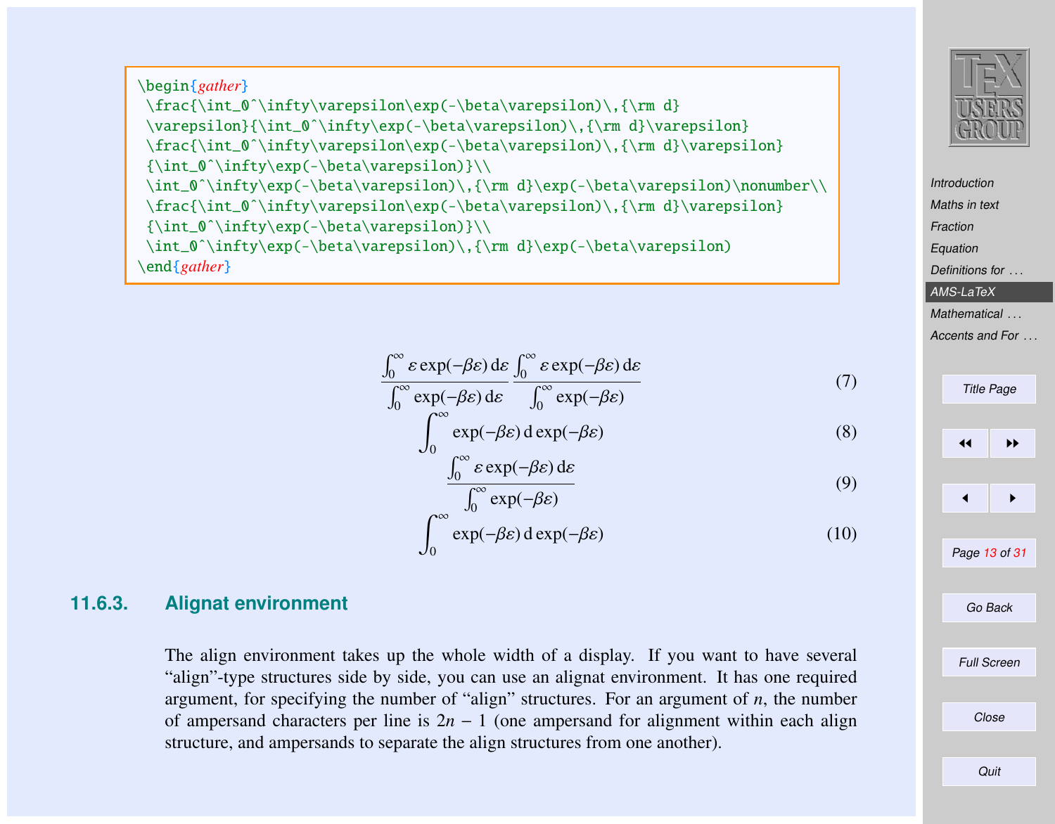```
\begin{gather}
 \frac{\int_0^\infty\varepsilon\exp(-\beta\varepsilon)\,{\rm d}
 \varepsilon}{\int_0^\infty\exp(-\beta\varepsilon)\,{\rm d}\varepsilon}
 \frac{\int_0^\infty\varepsilon\exp(-\beta\varepsilon)\,{\rm d}\varepsilon}
 {\int_0^\infty\exp(-\beta\varepsilon)}\\
 \int_0^\infty\exp(-\beta\varepsilon)\,{\rm d}\exp(-\beta\varepsilon)\nonumber\\
 \frac{\int_0^\infty\varepsilon\exp(-\beta\varepsilon)\,{\rm d}\varepsilon}
 {\int_0^\infty\exp(-\beta\varepsilon)}\\
 \int_0^\infty\exp(-\beta\varepsilon)\,{\rm d}\exp(-\beta\varepsilon)
\end{gather}
```

$$\frac{\int_0^\infty\varepsilon\exp(-\beta\varepsilon)\,{\rm d}\varepsilon}{\int_0^\infty\exp(-\beta\varepsilon)\,{\rm d}\varepsilon}\frac{\int_0^\infty\varepsilon\exp(-\beta\varepsilon)\,{\rm d}\varepsilon}{\int_0^\infty\exp(-\beta\varepsilon)} \tag{7}$$

$$\int_0^\infty\exp(-\beta\varepsilon)\,{\rm d}\exp(-\beta\varepsilon) \tag{8}$$

$$\frac{\int_0^\infty\varepsilon\exp(-\beta\varepsilon)\,{\rm d}\varepsilon}{\int_0^\infty\exp(-\beta\varepsilon)} \tag{9}$$

$$\int_0^\infty\exp(-\beta\varepsilon)\,{\rm d}\exp(-\beta\varepsilon) \tag{10}$$

### 11.6.3. Alignat environment

The align environment takes up the whole width of a display. If you want to have several "align"-type structures side by side, you can use an alignat environment. It has one required argument, for specifying the number of "align" structures. For an argument of $n$, the number of ampersand characters per line is $2n-1$ (one ampersand for alignment within each align structure, and ampersands to separate the align structures from one another).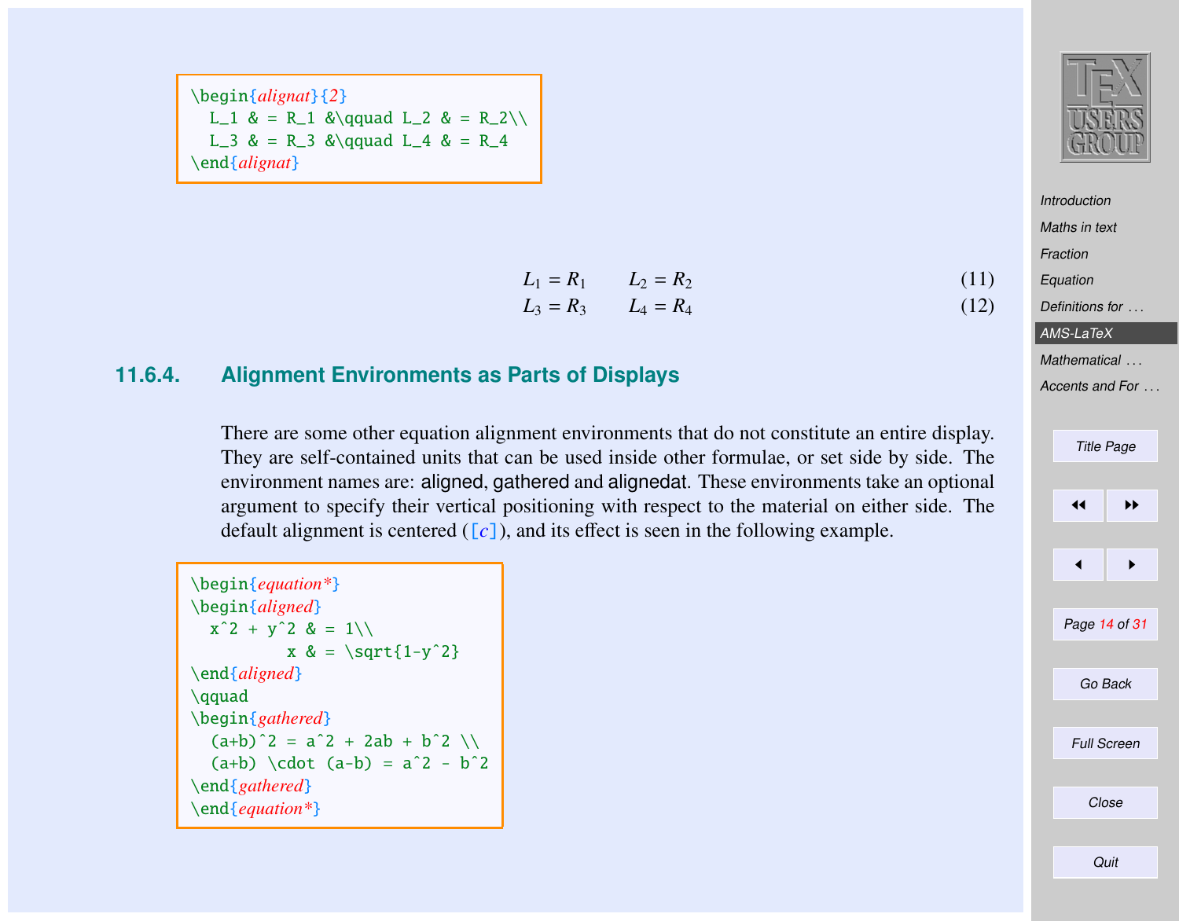```
\begin{alignat}{2}
  L_1 & = R_1 &\qquad L_2 & = R_2\\
  L_3 & = R_3 &\qquad L_4 & = R_4
\end{alignat}
```

$$
\begin{alignat}{2}
L_1 & = R_1 &\qquad L_2 & = R_2 \tag{11}\\
L_3 & = R_3 &\qquad L_4 & = R_4 \tag{12}
\end{alignat}
$$

### 11.6.4. Alignment Environments as Parts of Displays

There are some other equation alignment environments that do not constitute an entire display. They are self-contained units that can be used inside other formulae, or set side by side. The environment names are: aligned, gathered and alignedat. These environments take an optional argument to specify their vertical positioning with respect to the material on either side. The default alignment is centered ([c]), and its effect is seen in the following example.

```
\begin{equation*}
\begin{aligned}
  x^2 + y^2 & = 1\\
          x & = \sqrt{1-y^2}
\end{aligned}
\qquad
\begin{gathered}
  (a+b)^2 = a^2 + 2ab + b^2 \\
  (a+b) \cdot (a-b) = a^2 - b^2
\end{gathered}
\end{equation*}
```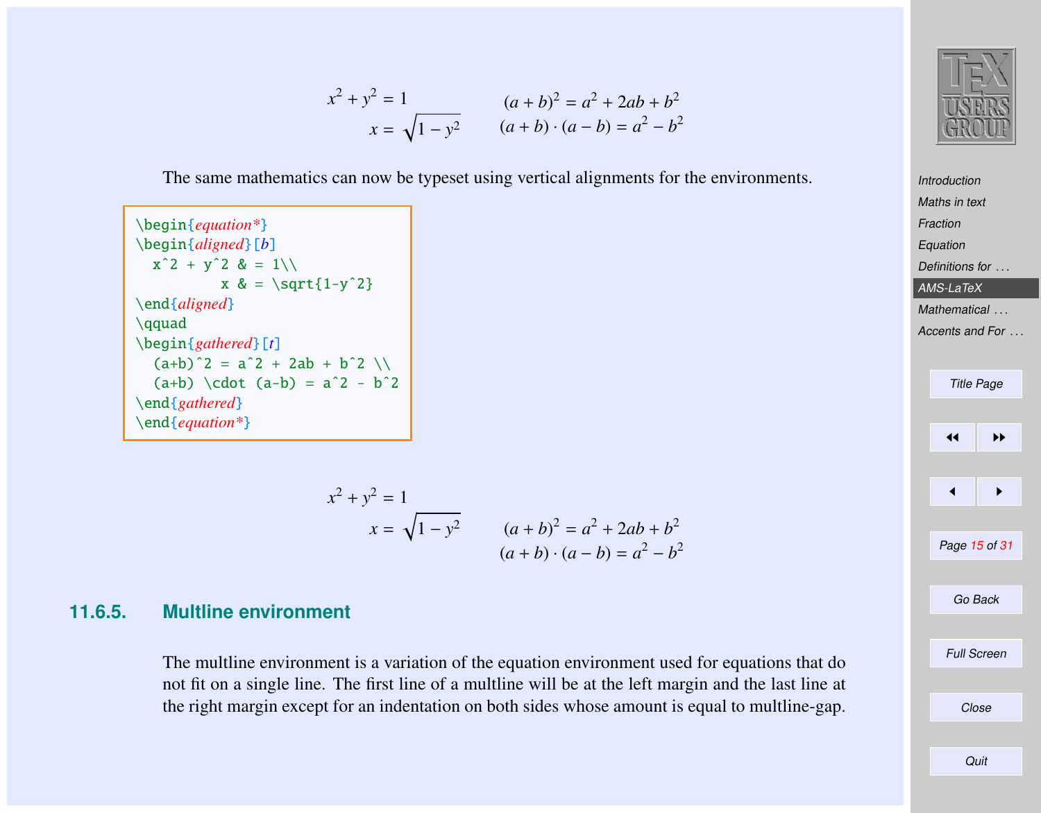$$
\begin{aligned}
x^2 + y^2 &= 1 \\
x &= \sqrt{1-y^2}
\end{aligned}
\qquad
\begin{gathered}
(a+b)^2 = a^2 + 2ab + b^2 \\
(a+b) \cdot (a-b) = a^2 - b^2
\end{gathered}
$$

The same mathematics can now be typeset using vertical alignments for the environments.

```
\begin{equation*}
\begin{aligned}[b]
  x^2 + y^2 & = 1\\
          x & = \sqrt{1-y^2}
\end{aligned}
\qquad
\begin{gathered}[t]
  (a+b)^2 = a^2 + 2ab + b^2 \\
  (a+b) \cdot (a-b) = a^2 - b^2
\end{gathered}
\end{equation*}
```

$$
\begin{aligned}[b]
x^2 + y^2 &= 1 \\
x &= \sqrt{1-y^2}
\end{aligned}
\qquad
\begin{gathered}[t]
(a+b)^2 = a^2 + 2ab + b^2 \\
(a+b) \cdot (a-b) = a^2 - b^2
\end{gathered}
$$

### 11.6.5. Multline environment

The multline environment is a variation of the equation environment used for equations that do not fit on a single line. The first line of a multline will be at the left margin and the last line at the right margin except for an indentation on both sides whose amount is equal to multline-gap.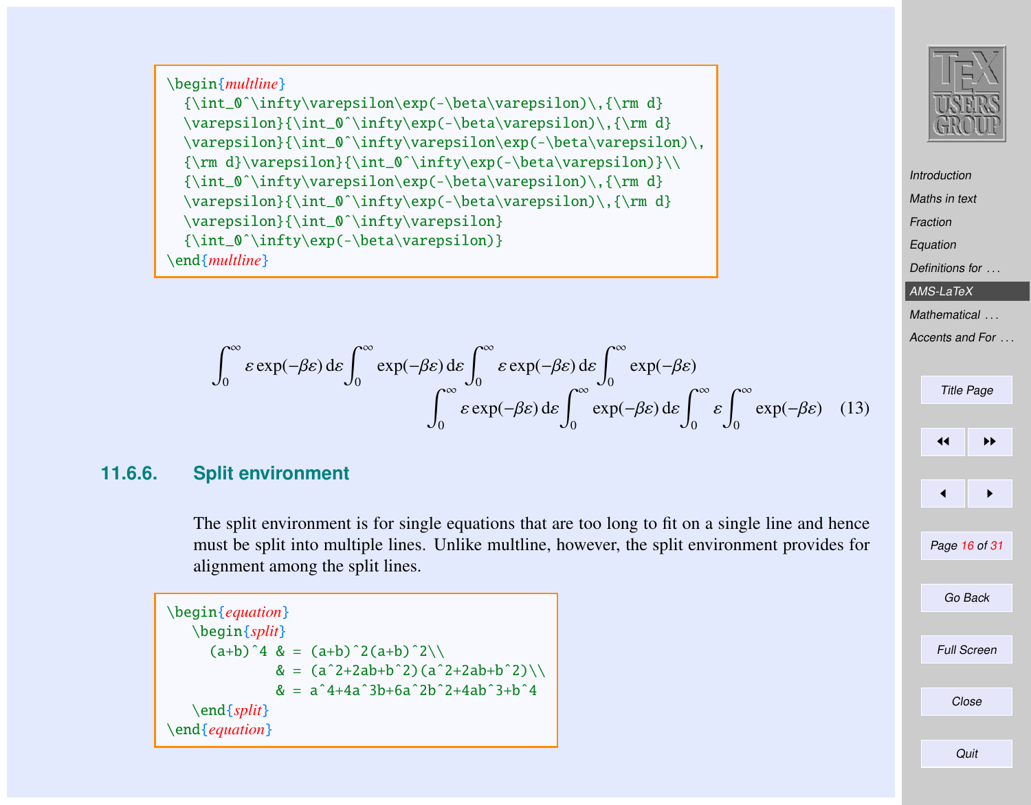```
\begin{multline}
  {\int_0^\infty\varepsilon\exp(-\beta\varepsilon)\,{\rm d}
  \varepsilon}{\int_0^\infty\exp(-\beta\varepsilon)\,{\rm d}
  \varepsilon}{\int_0^\infty\varepsilon\exp(-\beta\varepsilon)\,
  {\rm d}\varepsilon}{\int_0^\infty\exp(-\beta\varepsilon)}\\
  {\int_0^\infty\varepsilon\exp(-\beta\varepsilon)\,{\rm d}
  \varepsilon}{\int_0^\infty\exp(-\beta\varepsilon)\,{\rm d}
  \varepsilon}{\int_0^\infty\varepsilon}
  {\int_0^\infty\exp(-\beta\varepsilon)}
\end{multline}
```

$$
\begin{multline}
{\int_0^\infty\varepsilon\exp(-\beta\varepsilon)\,{\rm d}\varepsilon}{\int_0^\infty\exp(-\beta\varepsilon)\,{\rm d}\varepsilon}{\int_0^\infty\varepsilon\exp(-\beta\varepsilon)\,{\rm d}\varepsilon}{\int_0^\infty\exp(-\beta\varepsilon)}\\
{\int_0^\infty\varepsilon\exp(-\beta\varepsilon)\,{\rm d}\varepsilon}{\int_0^\infty\exp(-\beta\varepsilon)\,{\rm d}\varepsilon}{\int_0^\infty\varepsilon}{\int_0^\infty\exp(-\beta\varepsilon)} \tag{13}
\end{multline}
$$

### 11.6.6. Split environment

The split environment is for single equations that are too long to fit on a single line and hence must be split into multiple lines. Unlike multline, however, the split environment provides for alignment among the split lines.

```
\begin{equation}
   \begin{split}
     (a+b)^4 & = (a+b)^2(a+b)^2\\
             & = (a^2+2ab+b^2)(a^2+2ab+b^2)\\
             & = a^4+4a^3b+6a^2b^2+4ab^3+b^4
   \end{split}
\end{equation}
```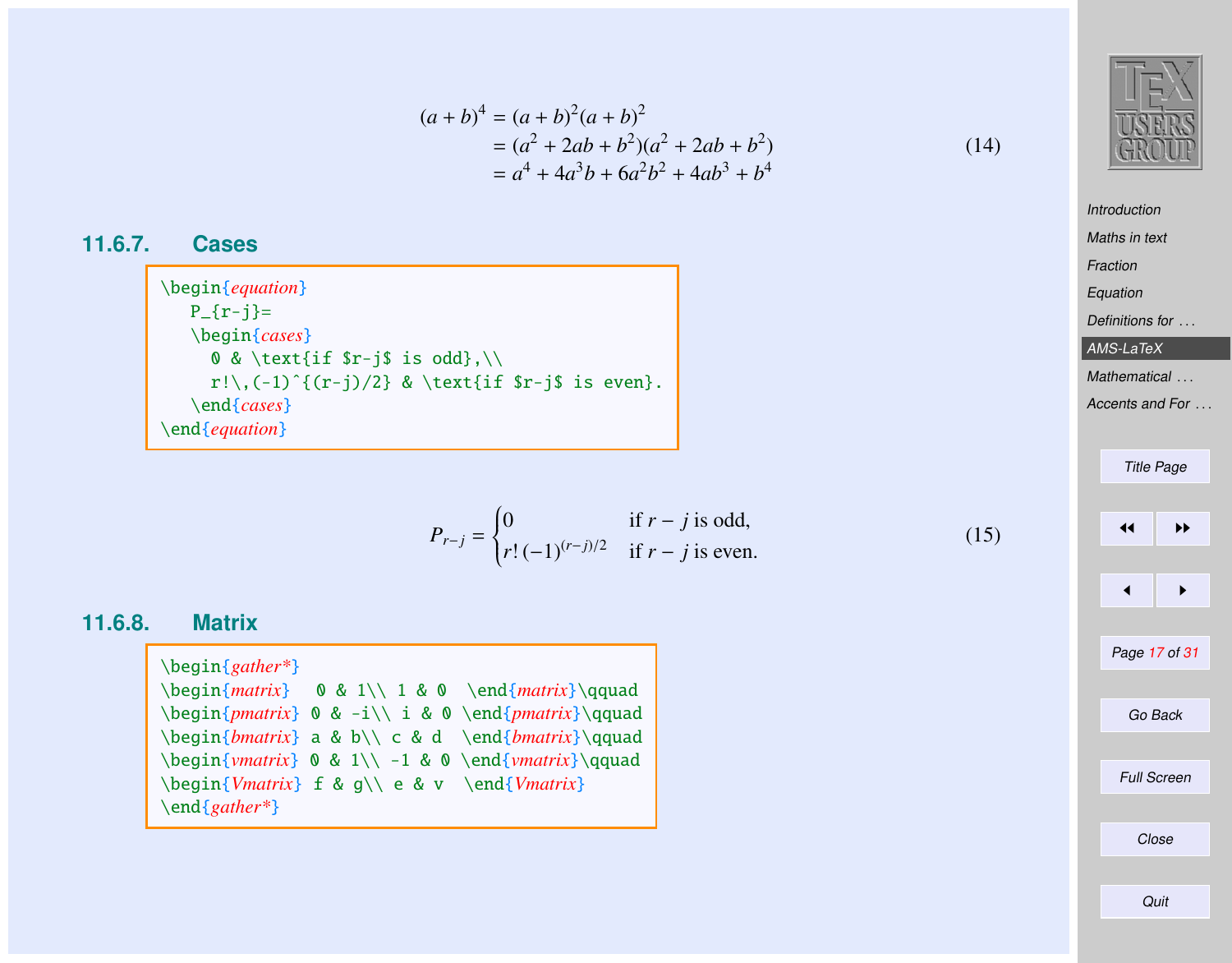$$
\begin{aligned}
(a+b)^4 &= (a+b)^2(a+b)^2 \\
&= (a^2+2ab+b^2)(a^2+2ab+b^2) \\
&= a^4+4a^3b+6a^2b^2+4ab^3+b^4
\end{aligned} \tag{14}
$$

### 11.6.7. Cases

```
\begin{equation}
   P_{r-j}=
   \begin{cases}
     0 & \text{if $r-j$ is odd},\\
     r!\,(-1)^{(r-j)/2} & \text{if $r-j$ is even}.
   \end{cases}
\end{equation}
```

$$
P_{r-j}=
\begin{cases}
0 & \text{if $r-j$ is odd},\\
r!\,(-1)^{(r-j)/2} & \text{if $r-j$ is even}.
\end{cases} \tag{15}
$$

### 11.6.8. Matrix

```
\begin{gather*}
\begin{matrix}   0 & 1\\ 1 & 0  \end{matrix}\qquad
\begin{pmatrix} 0 & -i\\ i & 0 \end{pmatrix}\qquad
\begin{bmatrix} a & b\\ c & d  \end{bmatrix}\qquad
\begin{vmatrix} 0 & 1\\ -1 & 0 \end{vmatrix}\qquad
\begin{Vmatrix} f & g\\ e & v  \end{Vmatrix}
\end{gather*}
```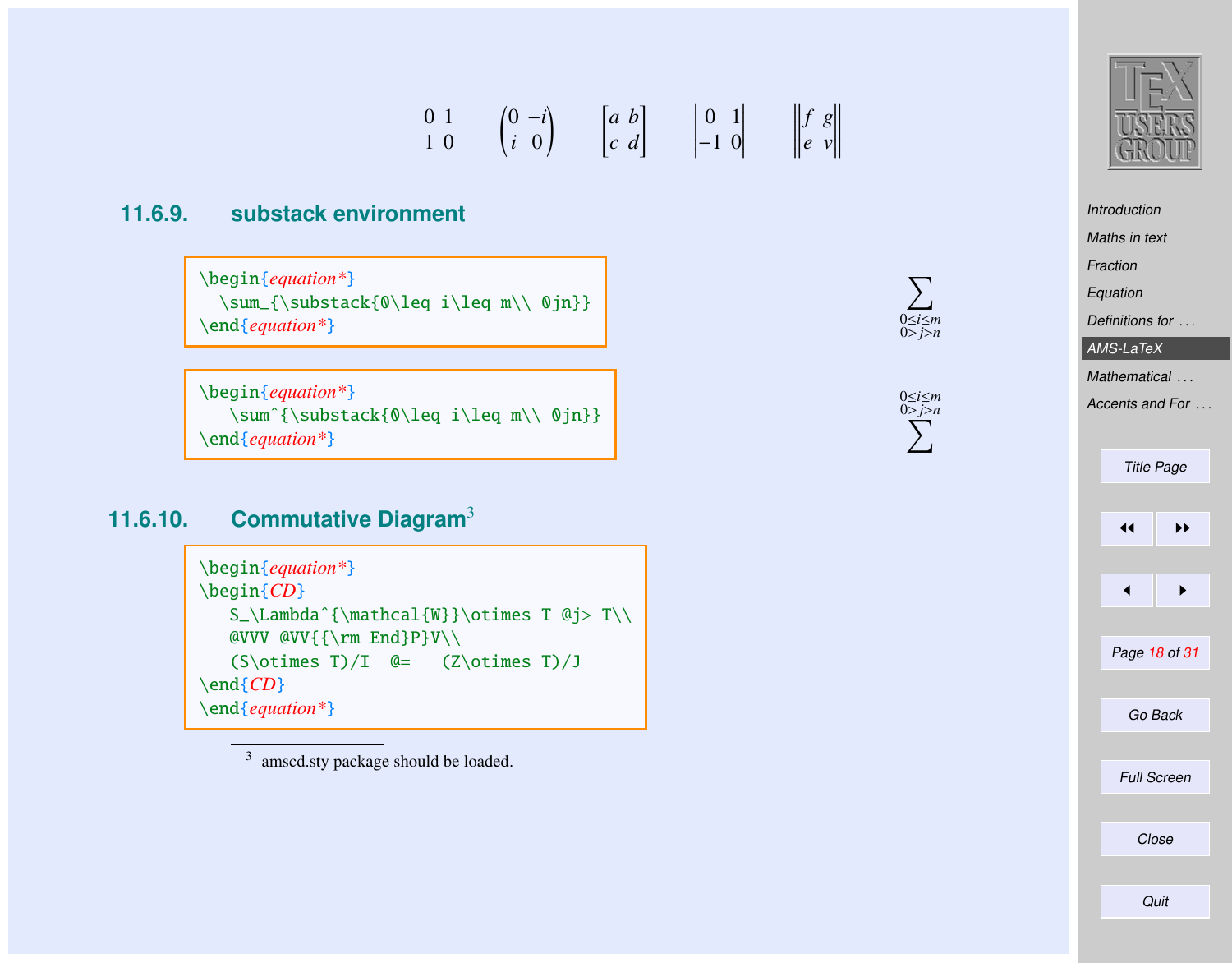$$\begin{matrix} 0 & 1 \\ 1 & 0 \end{matrix} \qquad \begin{pmatrix} 0 & -i \\ i & 0 \end{pmatrix} \qquad \begin{bmatrix} a & b \\ c & d \end{bmatrix} \qquad \begin{vmatrix} 0 & 1 \\ -1 & 0 \end{vmatrix} \qquad \begin{Vmatrix} f & g \\ e & v \end{Vmatrix}$$

## 11.6.9. substack environment

```
\begin{equation*}
  \sum_{\substack{0\leq i\leq m\\ 0jn}}
\end{equation*}
```

$$\sum_{\substack{0\leq i\leq m\\ 0>j>n}}$$

```
\begin{equation*}
   \sum^{\substack{0\leq i\leq m\\ 0jn}}
\end{equation*}
```

$$\sum^{\substack{0\leq i\leq m\\ 0>j>n}}$$

## 11.6.10. Commutative Diagram[3]

```
\begin{equation*}
\begin{CD}
   S_\Lambda^{\mathcal{W}}\otimes T @j> T\\
   @VVV @VV{{\rm End}P}V\\
   (S\otimes T)/I  @=   (Z\otimes T)/J
\end{CD}
\end{equation*}
```

[3] amscd.sty package should be loaded.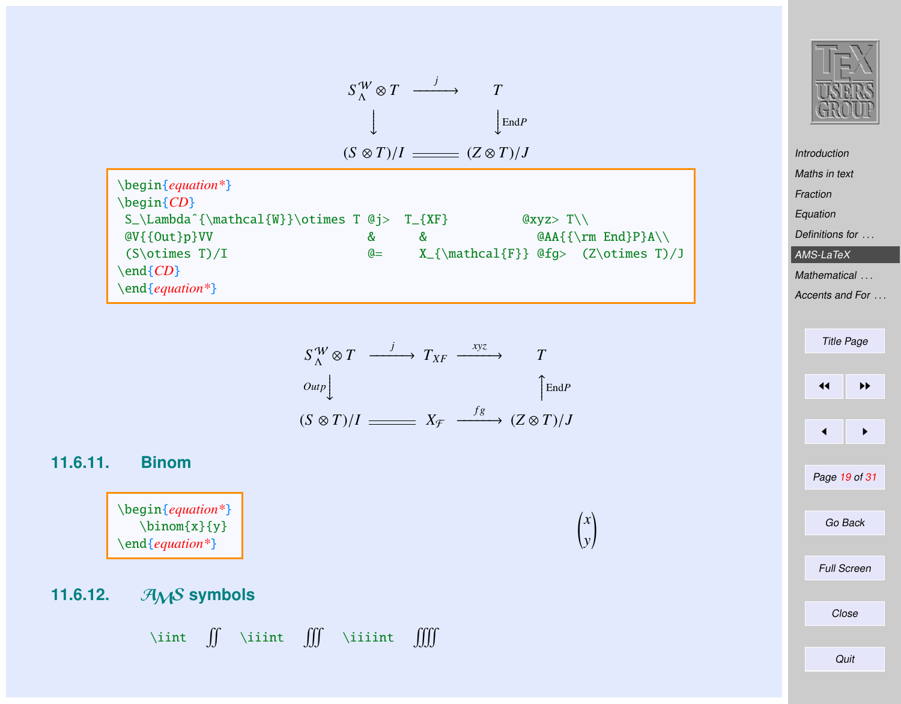$$\begin{CD}
S_\Lambda^{\mathcal{W}}\otimes T @>j>> T\\
@VVV @VV{\rm End}PV\\
(S\otimes T)/I @= (Z\otimes T)/J
\end{CD}$$

```
\begin{equation*}
\begin{CD}
 S_\Lambda^{\mathcal{W}}\otimes T @j>  T_{XF}          @xyz> T\\
 @V{{Out}p}VV                    &      &               @AA{{\rm End}P}A\\
 (S\otimes T)/I                  @=     X_{\mathcal{F}} @fg>  (Z\otimes T)/J
\end{CD}
\end{equation*}
```

$$\begin{CD}
S_\Lambda^{\mathcal{W}}\otimes T @>j>> T_{XF} @>xyz>> T\\
@V{Outp}VV @. @AA{\rm End}PA\\
(S\otimes T)/I @= X_{\mathcal{F}} @>fg>> (Z\otimes T)/J
\end{CD}$$

### 11.6.11. Binom

```
\begin{equation*}
   \binom{x}{y}
\end{equation*}
```

$$\binom{x}{y}$$

### 11.6.12. $\mathcal{AMS}$ symbols

`\iint` $\iint$ `\iiint` $\iiint$ `\iiiint` $\iiiint$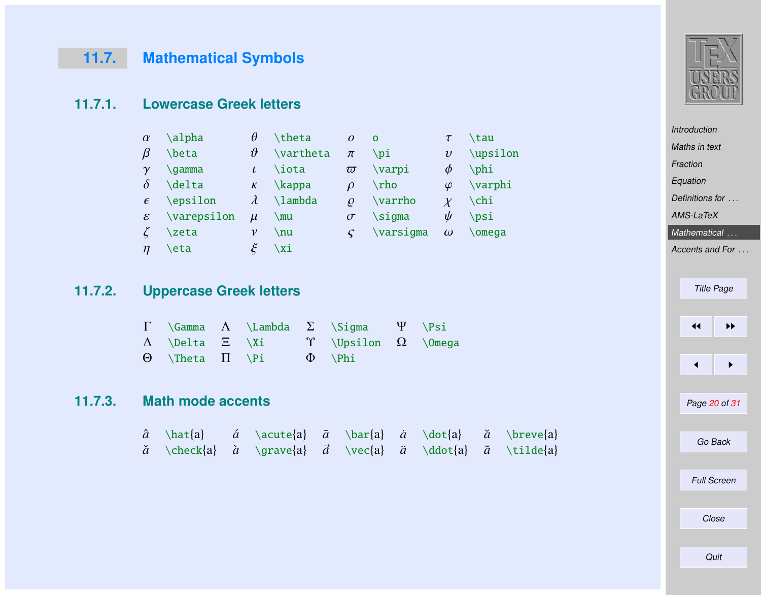## 11.7. Mathematical Symbols

### 11.7.1. Lowercase Greek letters

| | | | | | | | |
|---|---|---|---|---|---|---|---|
| $\alpha$ | `\alpha` | $\theta$ | `\theta` | $o$ | `o` | $\tau$ | `\tau` |
| $\beta$ | `\beta` | $\vartheta$ | `\vartheta` | $\pi$ | `\pi` | $\upsilon$ | `\upsilon` |
| $\gamma$ | `\gamma` | $\iota$ | `\iota` | $\varpi$ | `\varpi` | $\phi$ | `\phi` |
| $\delta$ | `\delta` | $\kappa$ | `\kappa` | $\rho$ | `\rho` | $\varphi$ | `\varphi` |
| $\epsilon$ | `\epsilon` | $\lambda$ | `\lambda` | $\varrho$ | `\varrho` | $\chi$ | `\chi` |
| $\varepsilon$ | `\varepsilon` | $\mu$ | `\mu` | $\sigma$ | `\sigma` | $\psi$ | `\psi` |
| $\zeta$ | `\zeta` | $\nu$ | `\nu` | $\varsigma$ | `\varsigma` | $\omega$ | `\omega` |
| $\eta$ | `\eta` | $\xi$ | `\xi` | | | | |

### 11.7.2. Uppercase Greek letters

| | | | | | | | |
|---|---|---|---|---|---|---|---|
| $\Gamma$ | `\Gamma` | $\Lambda$ | `\Lambda` | $\Sigma$ | `\Sigma` | $\Psi$ | `\Psi` |
| $\Delta$ | `\Delta` | $\Xi$ | `\Xi` | $\Upsilon$ | `\Upsilon` | $\Omega$ | `\Omega` |
| $\Theta$ | `\Theta` | $\Pi$ | `\Pi` | $\Phi$ | `\Phi` | | |

### 11.7.3. Math mode accents

| | | | | | | | | | |
|---|---|---|---|---|---|---|---|---|---|
| $\hat{a}$ | `\hat{a}` | $\acute{a}$ | `\acute{a}` | $\bar{a}$ | `\bar{a}` | $\dot{a}$ | `\dot{a}` | $\breve{a}$ | `\breve{a}` |
| $\check{a}$ | `\check{a}` | $\grave{a}$ | `\grave{a}` | $\vec{a}$ | `\vec{a}` | $\ddot{a}$ | `\ddot{a}` | $\tilde{a}$ | `\tilde{a}` |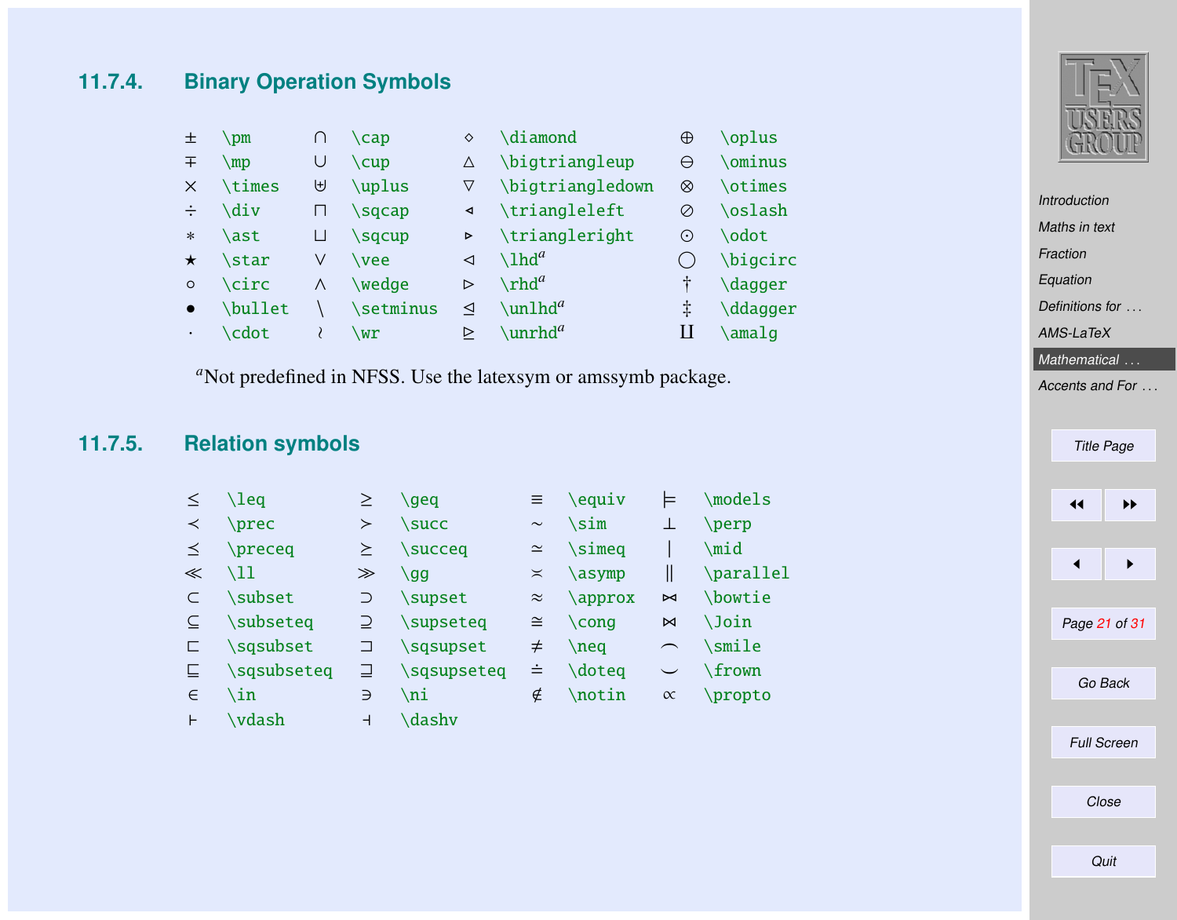### 11.7.4. Binary Operation Symbols

| | | | | | | | |
|---|---|---|---|---|---|---|---|
| $\pm$ | \pm | $\cap$ | \cap | $\diamond$ | \diamond | $\oplus$ | \oplus |
| $\mp$ | \mp | $\cup$ | \cup | $\bigtriangleup$ | \bigtriangleup | $\ominus$ | \ominus |
| $\times$ | \times | $\uplus$ | \uplus | $\bigtriangledown$ | \bigtriangledown | $\otimes$ | \otimes |
| $\div$ | \div | $\sqcap$ | \sqcap | $\triangleleft$ | \triangleleft | $\oslash$ | \oslash |
| $\ast$ | \ast | $\sqcup$ | \sqcup | $\triangleright$ | \triangleright | $\odot$ | \odot |
| $\star$ | \star | $\vee$ | \vee | $\lhd$ | \lhd[a] | $\bigcirc$ | \bigcirc |
| $\circ$ | \circ | $\wedge$ | \wedge | $\rhd$ | \rhd[a] | $\dagger$ | \dagger |
| $\bullet$ | \bullet | $\setminus$ | \setminus | $\unlhd$ | \unlhd[a] | $\ddagger$ | \ddagger |
| $\cdot$ | \cdot | $\wr$ | \wr | $\unrhd$ | \unrhd[a] | $\amalg$ | \amalg |

[a]Not predefined in NFSS. Use the latexsym or amssymb package.

### 11.7.5. Relation symbols

| | | | | | | | |
|---|---|---|---|---|---|---|---|
| $\leq$ | \leq | $\geq$ | \geq | $\equiv$ | \equiv | $\models$ | \models |
| $\prec$ | \prec | $\succ$ | \succ | $\sim$ | \sim | $\perp$ | \perp |
| $\preceq$ | \preceq | $\succeq$ | \succeq | $\simeq$ | \simeq | $\mid$ | \mid |
| $\ll$ | \ll | $\gg$ | \gg | $\asymp$ | \asymp | $\parallel$ | \parallel |
| $\subset$ | \subset | $\supset$ | \supset | $\approx$ | \approx | $\bowtie$ | \bowtie |
| $\subseteq$ | \subseteq | $\supseteq$ | \supseteq | $\cong$ | \cong | $\Join$ | \Join |
| $\sqsubset$ | \sqsubset | $\sqsupset$ | \sqsupset | $\neq$ | \neq | $\smile$ | \smile |
| $\sqsubseteq$ | \sqsubseteq | $\sqsupseteq$ | \sqsupseteq | $\doteq$ | \doteq | $\frown$ | \frown |
| $\in$ | \in | $\ni$ | \ni | $\notin$ | \notin | $\propto$ | \propto |
| $\vdash$ | \vdash | $\dashv$ | \dashv | | | | |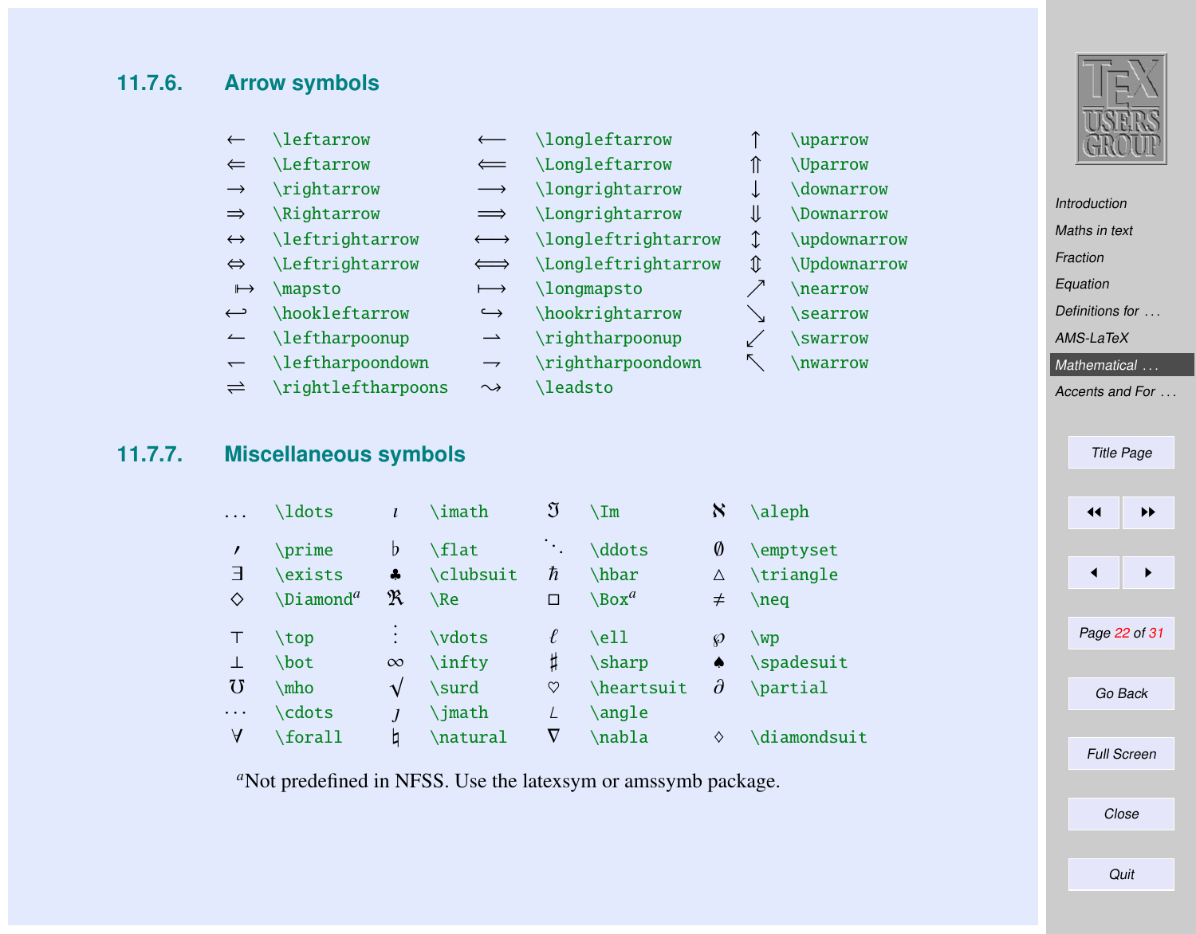### 11.7.6. Arrow symbols

| Symbol | Command | Symbol | Command | Symbol | Command |
|---|---|---|---|---|---|
| $\leftarrow$ | \leftarrow | $\longleftarrow$ | \longleftarrow | $\uparrow$ | \uparrow |
| $\Leftarrow$ | \Leftarrow | $\Longleftarrow$ | \Longleftarrow | $\Uparrow$ | \Uparrow |
| $\rightarrow$ | \rightarrow | $\longrightarrow$ | \longrightarrow | $\downarrow$ | \downarrow |
| $\Rightarrow$ | \Rightarrow | $\Longrightarrow$ | \Longrightarrow | $\Downarrow$ | \Downarrow |
| $\leftrightarrow$ | \leftrightarrow | $\longleftrightarrow$ | \longleftrightarrow | $\updownarrow$ | \updownarrow |
| $\Leftrightarrow$ | \Leftrightarrow | $\Longleftrightarrow$ | \Longleftrightarrow | $\Updownarrow$ | \Updownarrow |
| $\mapsto$ | \mapsto | $\longmapsto$ | \longmapsto | $\nearrow$ | \nearrow |
| $\hookleftarrow$ | \hookleftarrow | $\hookrightarrow$ | \hookrightarrow | $\searrow$ | \searrow |
| $\leftharpoonup$ | \leftharpoonup | $\rightharpoonup$ | \rightharpoonup | $\swarrow$ | \swarrow |
| $\leftharpoondown$ | \leftharpoondown | $\rightharpoondown$ | \rightharpoondown | $\nwarrow$ | \nwarrow |
| $\rightleftharpoons$ | \rightleftharpoons | $\leadsto$ | \leadsto | | |

### 11.7.7. Miscellaneous symbols

| Symbol | Command | Symbol | Command | Symbol | Command | Symbol | Command |
|---|---|---|---|---|---|---|---|
| $\ldots$ | \ldots | $\imath$ | \imath | $\Im$ | \Im | $\aleph$ | \aleph |
| $\prime$ | \prime | $\flat$ | \flat | $\ddots$ | \ddots | $\emptyset$ | \emptyset |
| $\exists$ | \exists | $\clubsuit$ | \clubsuit | $\hbar$ | \hbar | $\triangle$ | \triangle |
| $\Diamond$ | \Diamond[a] | $\Re$ | \Re | $\Box$ | \Box[a] | $\neq$ | \neq |
| $\top$ | \top | $\vdots$ | \vdots | $\ell$ | \ell | $\wp$ | \wp |
| $\bot$ | \bot | $\infty$ | \infty | $\sharp$ | \sharp | $\spadesuit$ | \spadesuit |
| $\mho$ | \mho | $\surd$ | \surd | $\heartsuit$ | \heartsuit | $\partial$ | \partial |
| $\cdots$ | \cdots | $\jmath$ | \jmath | $\angle$ | \angle | | |
| $\forall$ | \forall | $\natural$ | \natural | $\nabla$ | \nabla | $\diamondsuit$ | \diamondsuit |

[a] Not predefined in NFSS. Use the latexsym or amssymb package.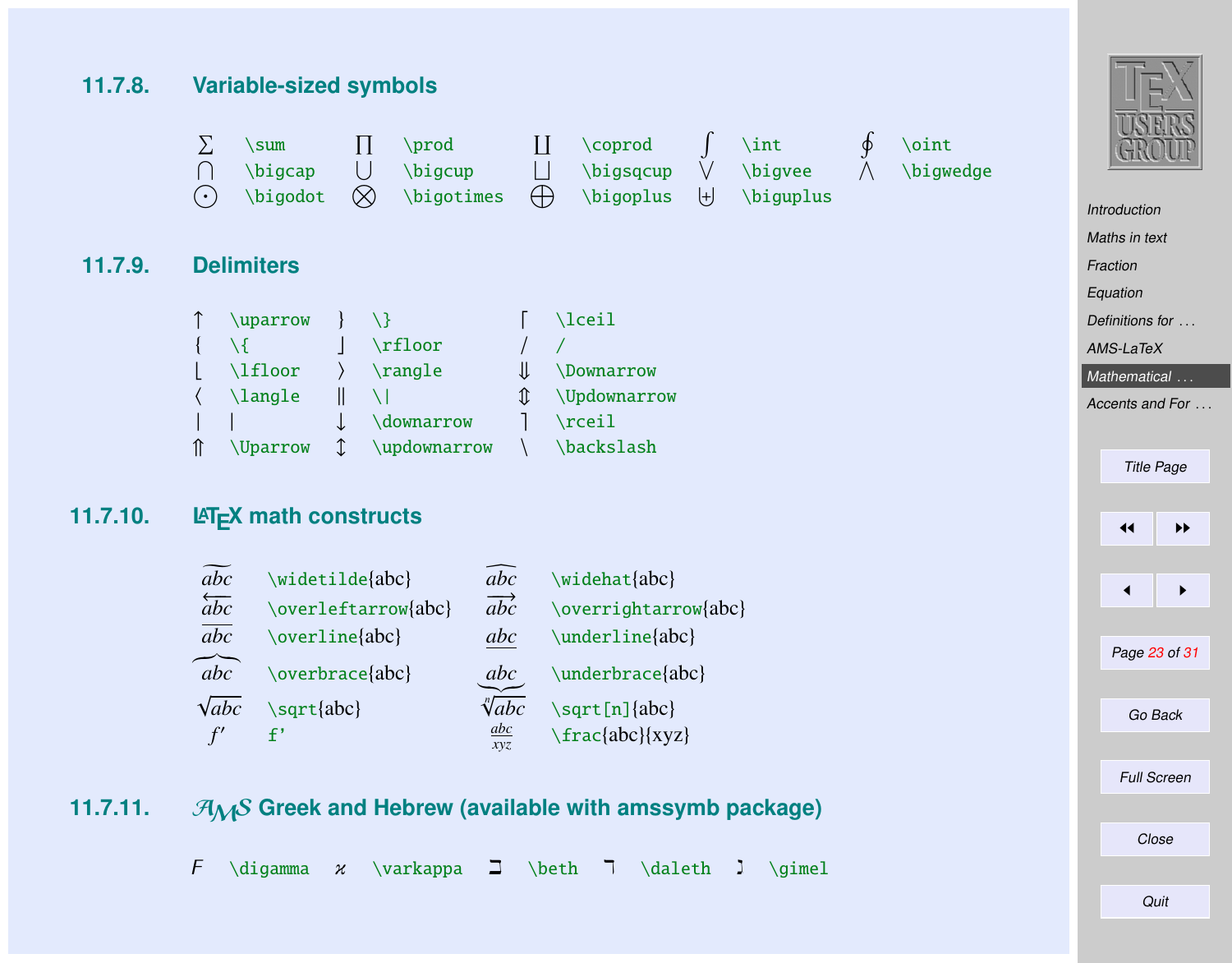## 11.7.8. Variable-sized symbols

| Symbol | Command | Symbol | Command | Symbol | Command | Symbol | Command | Symbol | Command |
|---|---|---|---|---|---|---|---|---|---|
| $\sum$ | `\sum` | $\prod$ | `\prod` | $\coprod$ | `\coprod` | $\int$ | `\int` | $\oint$ | `\oint` |
| $\bigcap$ | `\bigcap` | $\bigcup$ | `\bigcup` | $\bigsqcup$ | `\bigsqcup` | $\bigvee$ | `\bigvee` | $\bigwedge$ | `\bigwedge` |
| $\bigodot$ | `\bigodot` | $\bigotimes$ | `\bigotimes` | $\bigoplus$ | `\bigoplus` | $\biguplus$ | `\biguplus` | | |

## 11.7.9. Delimiters

| Symbol | Command | Symbol | Command | Symbol | Command |
|---|---|---|---|---|---|
| $\uparrow$ | `\uparrow` | $\}$ | `\}` | $\lceil$ | `\lceil` |
| $\{$ | `\{` | $\rfloor$ | `\rfloor` | $/$ | `/` |
| $\lfloor$ | `\lfloor` | $\rangle$ | `\rangle` | $\Downarrow$ | `\Downarrow` |
| $\langle$ | `\langle` | $\|$ | `\|` | $\Updownarrow$ | `\Updownarrow` |
| $\vert$ | `|` | $\downarrow$ | `\downarrow` | $\rceil$ | `\rceil` |
| $\Uparrow$ | `\Uparrow` | $\updownarrow$ | `\updownarrow` | $\backslash$ | `\backslash` |

## 11.7.10. LaTeX math constructs

| Symbol | Command | Symbol | Command |
|---|---|---|---|
| $\widetilde{abc}$ | `\widetilde{abc}` | $\widehat{abc}$ | `\widehat{abc}` |
| $\overleftarrow{abc}$ | `\overleftarrow{abc}` | $\overrightarrow{abc}$ | `\overrightarrow{abc}` |
| $\overline{abc}$ | `\overline{abc}` | $\underline{abc}$ | `\underline{abc}` |
| $\overbrace{abc}$ | `\overbrace{abc}` | $\underbrace{abc}$ | `\underbrace{abc}` |
| $\sqrt{abc}$ | `\sqrt{abc}` | $\sqrt[n]{abc}$ | `\sqrt[n]{abc}` |
| $f'$ | `f'` | $\frac{abc}{xyz}$ | `\frac{abc}{xyz}` |

## 11.7.11. AMS Greek and Hebrew (available with amssymb package)

| Symbol | Command | Symbol | Command | Symbol | Command | Symbol | Command | Symbol | Command |
|---|---|---|---|---|---|---|---|---|---|
| $\digamma$ | `\digamma` | $\varkappa$ | `\varkappa` | $\beth$ | `\beth` | $\daleth$ | `\daleth` | $\gimel$ | `\gimel` |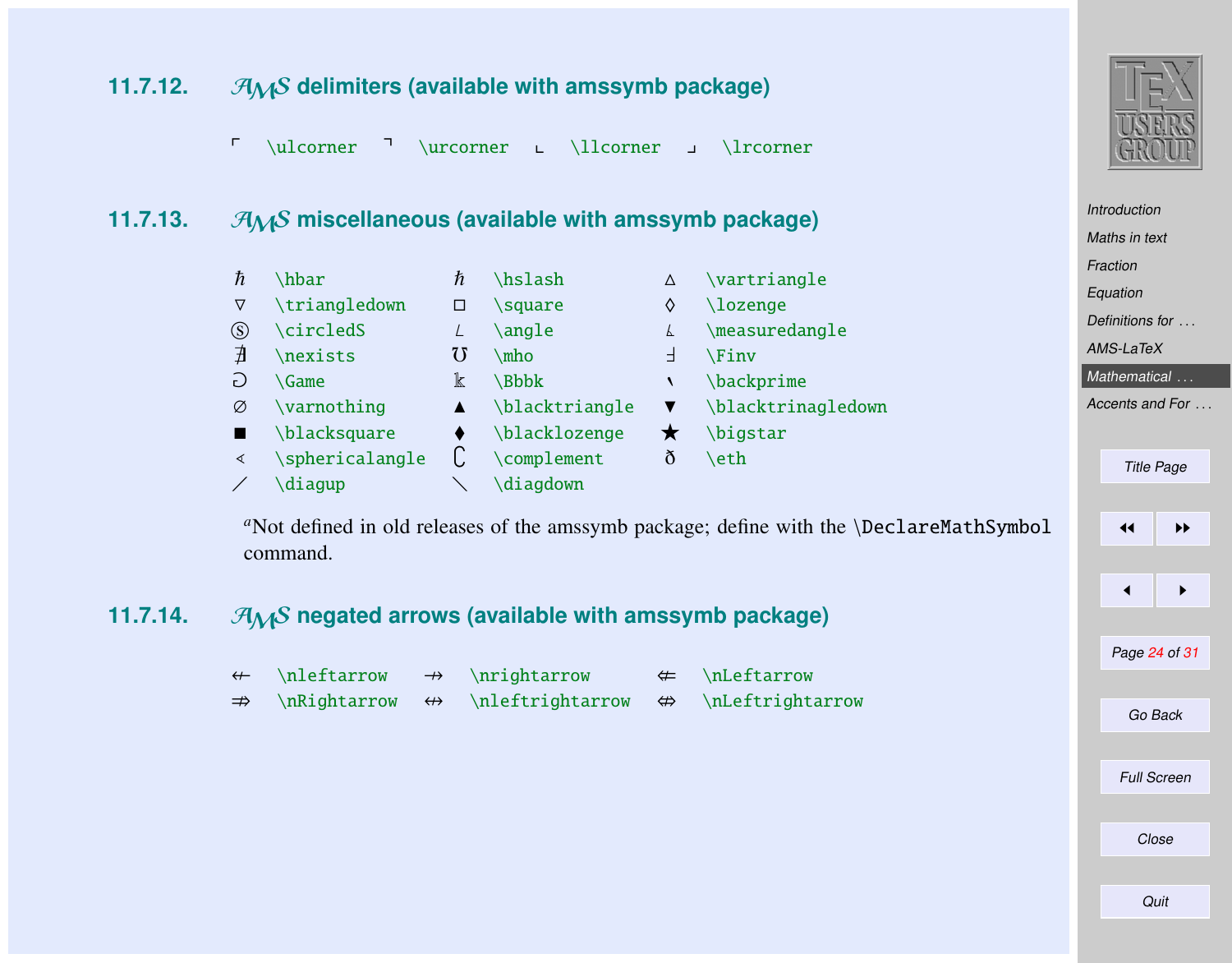### 11.7.12. $\mathcal{AMS}$ delimiters (available with amssymb package)

| | | | | | | | |
|---|---|---|---|---|---|---|---|
| $\ulcorner$ | `\ulcorner` | $\urcorner$ | `\urcorner` | $\llcorner$ | `\llcorner` | $\lrcorner$ | `\lrcorner` |

### 11.7.13. $\mathcal{AMS}$ miscellaneous (available with amssymb package)

| | | | | | |
|---|---|---|---|---|---|
| $\hbar$ | `\hbar` | $\hslash$ | `\hslash` | $\vartriangle$ | `\vartriangle` |
| $\triangledown$ | `\triangledown` | $\square$ | `\square` | $\lozenge$ | `\lozenge` |
| $\circledS$ | `\circledS` | $\angle$ | `\angle` | $\measuredangle$ | `\measuredangle` |
| $\nexists$ | `\nexists` | $\mho$ | `\mho` | $\Finv$ | `\Finv` |
| $\Game$ | `\Game` | $\Bbbk$ | `\Bbbk` | $\backprime$ | `\backprime` |
| $\varnothing$ | `\varnothing` | $\blacktriangle$ | `\blacktriangle` | $\blacktriangledown$ | `\blacktrinagledown` |
| $\blacksquare$ | `\blacksquare` | $\blacklozenge$ | `\blacklozenge` | $\bigstar$ | `\bigstar` |
| $\sphericalangle$ | `\sphericalangle` | $\complement$ | `\complement` | $\eth$ | `\eth` |
| $\diagup$ | `\diagup` | $\diagdown$ | `\diagdown` | | |

[a]Not defined in old releases of the amssymb package; define with the `\DeclareMathSymbol` command.

### 11.7.14. $\mathcal{AMS}$ negated arrows (available with amssymb package)

| | | | | | |
|---|---|---|---|---|---|
| $\nleftarrow$ | `\nleftarrow` | $\nrightarrow$ | `\nrightarrow` | $\nLeftarrow$ | `\nLeftarrow` |
| $\nRightarrow$ | `\nRightarrow` | $\nleftrightarrow$ | `\nleftrightarrow` | $\nLeftrightarrow$ | `\nLeftrightarrow` |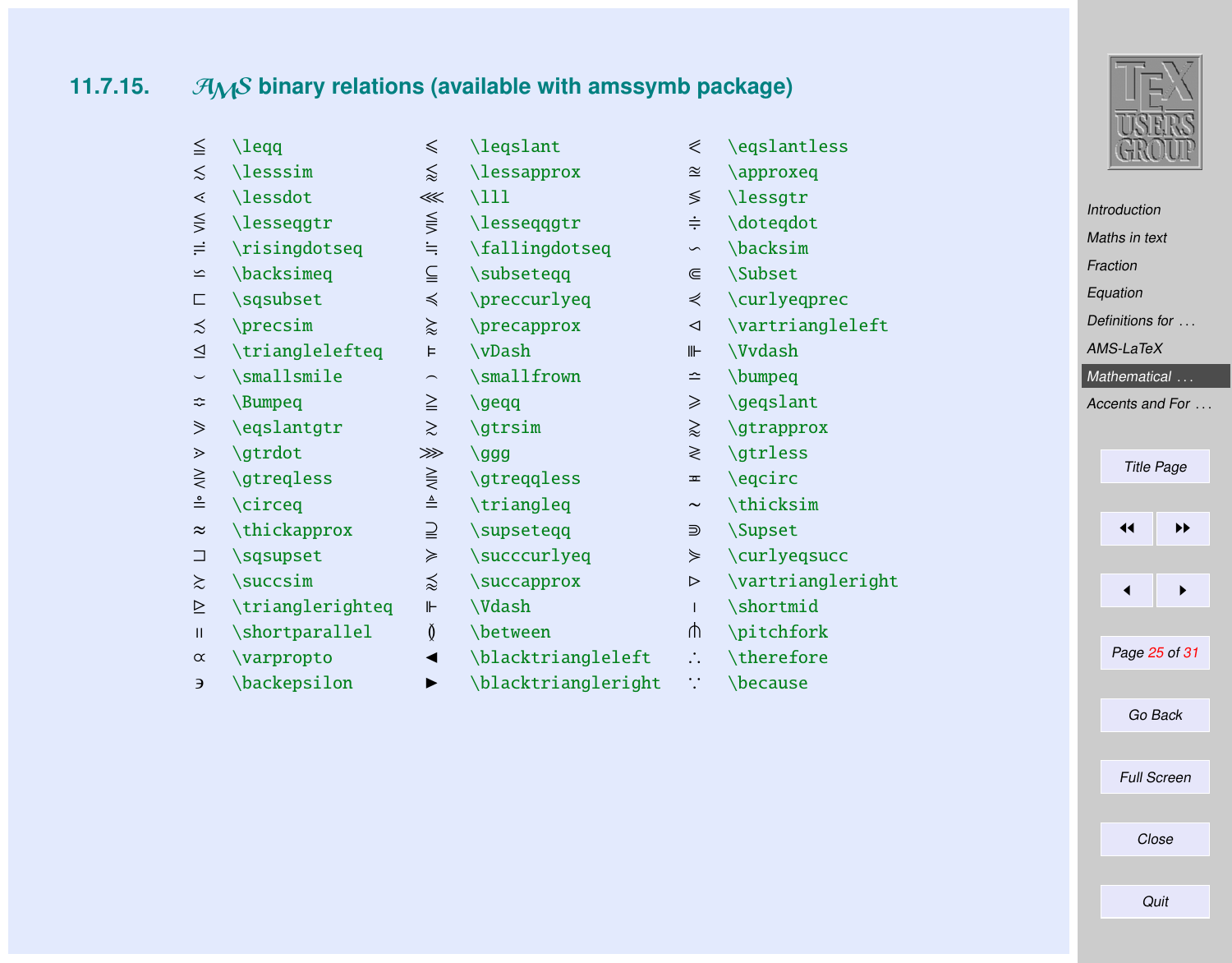## 11.7.15. $\mathcal{AMS}$ binary relations (available with amssymb package)

| | | | | | |
|---|---|---|---|---|---|
| $\leqq$ | \leqq | $\leqslant$ | \leqslant | $\eqslantless$ | \eqslantless |
| $\lesssim$ | \lesssim | $\lessapprox$ | \lessapprox | $\approxeq$ | \approxeq |
| $\lessdot$ | \lessdot | $\lll$ | \lll | $\lessgtr$ | \lessgtr |
| $\lesseqgtr$ | \lesseqgtr | $\lesseqqgtr$ | \lesseqqgtr | $\doteqdot$ | \doteqdot |
| $\risingdotseq$ | \risingdotseq | $\fallingdotseq$ | \fallingdotseq | $\backsim$ | \backsim |
| $\backsimeq$ | \backsimeq | $\subseteqq$ | \subseteqq | $\Subset$ | \Subset |
| $\sqsubset$ | \sqsubset | $\preccurlyeq$ | \preccurlyeq | $\curlyeqprec$ | \curlyeqprec |
| $\precsim$ | \precsim | $\precapprox$ | \precapprox | $\vartriangleleft$ | \vartriangleleft |
| $\trianglelefteq$ | \trianglelefteq | $\vDash$ | \vDash | $\Vvdash$ | \Vvdash |
| $\smallsmile$ | \smallsmile | $\smallfrown$ | \smallfrown | $\bumpeq$ | \bumpeq |
| $\Bumpeq$ | \Bumpeq | $\geqq$ | \geqq | $\geqslant$ | \geqslant |
| $\eqslantgtr$ | \eqslantgtr | $\gtrsim$ | \gtrsim | $\gtrapprox$ | \gtrapprox |
| $\gtrdot$ | \gtrdot | $\ggg$ | \ggg | $\gtrless$ | \gtrless |
| $\gtreqless$ | \gtreqless | $\gtreqqless$ | \gtreqqless | $\eqcirc$ | \eqcirc |
| $\circeq$ | \circeq | $\triangleq$ | \triangleq | $\thicksim$ | \thicksim |
| $\thickapprox$ | \thickapprox | $\supseteqq$ | \supseteqq | $\Supset$ | \Supset |
| $\sqsupset$ | \sqsupset | $\succcurlyeq$ | \succcurlyeq | $\curlyeqsucc$ | \curlyeqsucc |
| $\succsim$ | \succsim | $\succapprox$ | \succapprox | $\vartriangleright$ | \vartriangleright |
| $\trianglerighteq$ | \trianglerighteq | $\Vdash$ | \Vdash | $\shortmid$ | \shortmid |
| $\shortparallel$ | \shortparallel | $\between$ | \between | $\pitchfork$ | \pitchfork |
| $\varpropto$ | \varpropto | $\blacktriangleleft$ | \blacktriangleleft | $\therefore$ | \therefore |
| $\backepsilon$ | \backepsilon | $\blacktriangleright$ | \blacktriangleright | $\because$ | \because |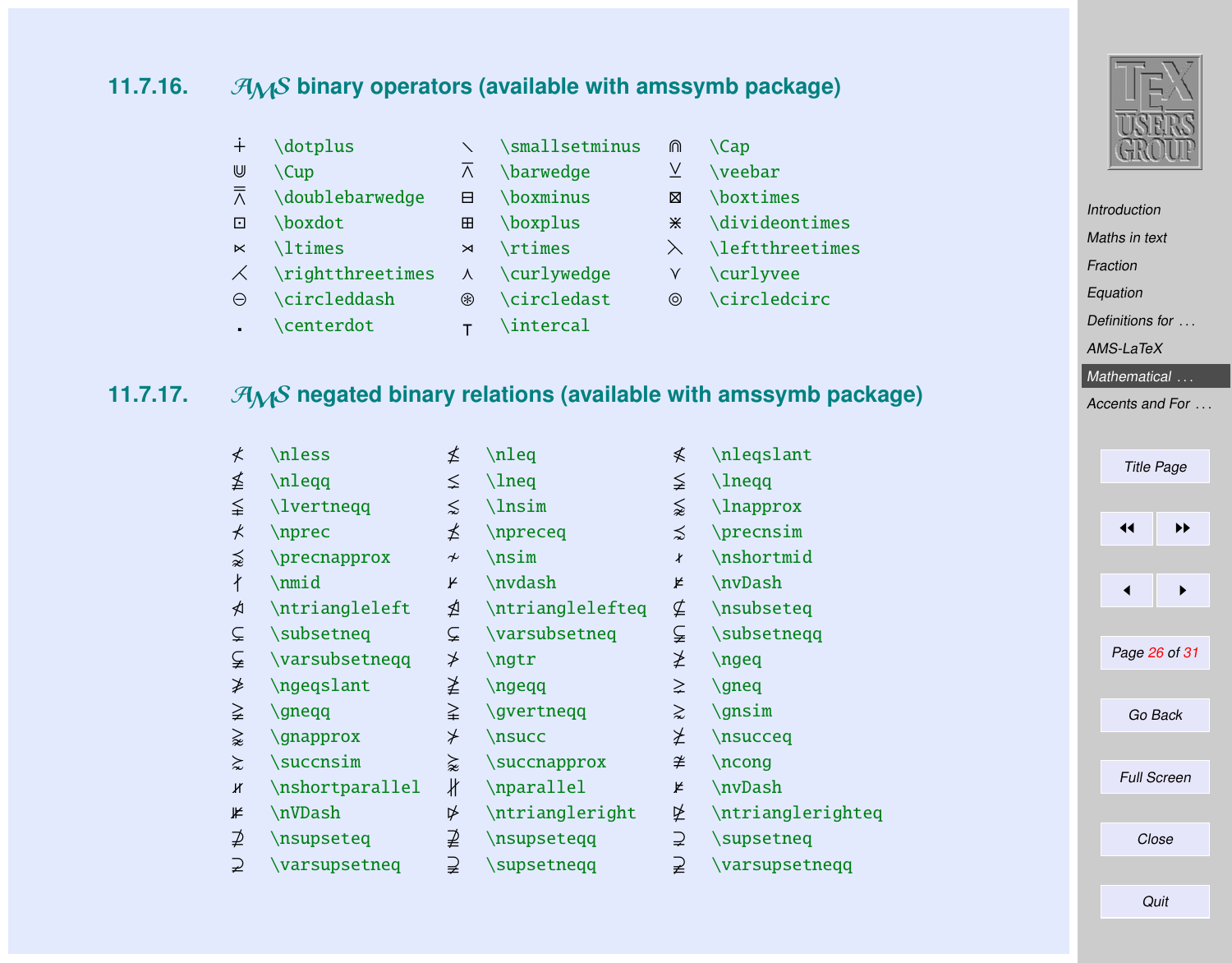### 11.7.16. $\mathcal{AMS}$ binary operators (available with amssymb package)

| | | | | | |
|---|---|---|---|---|---|
| $\dotplus$ | \dotplus | $\smallsetminus$ | \smallsetminus | $\Cap$ | \Cap |
| $\Cup$ | \Cup | $\barwedge$ | \barwedge | $\veebar$ | \veebar |
| $\doublebarwedge$ | \doublebarwedge | $\boxminus$ | \boxminus | $\boxtimes$ | \boxtimes |
| $\boxdot$ | \boxdot | $\boxplus$ | \boxplus | $\divideontimes$ | \divideontimes |
| $\ltimes$ | \ltimes | $\rtimes$ | \rtimes | $\leftthreetimes$ | \leftthreetimes |
| $\rightthreetimes$ | \rightthreetimes | $\curlywedge$ | \curlywedge | $\curlyvee$ | \curlyvee |
| $\circleddash$ | \circleddash | $\circledast$ | \circledast | $\circledcirc$ | \circledcirc |
| $\centerdot$ | \centerdot | $\intercal$ | \intercal | | |

### 11.7.17. $\mathcal{AMS}$ negated binary relations (available with amssymb package)

| | | | | | |
|---|---|---|---|---|---|
| $\nless$ | \nless | $\nleq$ | \nleq | $\nleqslant$ | \nleqslant |
| $\nleqq$ | \nleqq | $\lneq$ | \lneq | $\lneqq$ | \lneqq |
| $\lvertneqq$ | \lvertneqq | $\lnsim$ | \lnsim | $\lnapprox$ | \lnapprox |
| $\nprec$ | \nprec | $\npreceq$ | \npreceq | $\precnsim$ | \precnsim |
| $\precnapprox$ | \precnapprox | $\nsim$ | \nsim | $\nshortmid$ | \nshortmid |
| $\nmid$ | \nmid | $\nvdash$ | \nvdash | $\nvDash$ | \nvDash |
| $\ntriangleleft$ | \ntriangleleft | $\ntrianglelefteq$ | \ntrianglelefteq | $\nsubseteq$ | \nsubseteq |
| $\subsetneq$ | \subsetneq | $\varsubsetneq$ | \varsubsetneq | $\subsetneqq$ | \subsetneqq |
| $\varsubsetneqq$ | \varsubsetneqq | $\ngtr$ | \ngtr | $\ngeq$ | \ngeq |
| $\ngeqslant$ | \ngeqslant | $\ngeqq$ | \ngeqq | $\gneq$ | \gneq |
| $\gneqq$ | \gneqq | $\gvertneqq$ | \gvertneqq | $\gnsim$ | \gnsim |
| $\gnapprox$ | \gnapprox | $\nsucc$ | \nsucc | $\nsucceq$ | \nsucceq |
| $\succnsim$ | \succnsim | $\succnapprox$ | \succnapprox | $\ncong$ | \ncong |
| $\nshortparallel$ | \nshortparallel | $\nparallel$ | \nparallel | $\nvDash$ | \nvDash |
| $\nVDash$ | \nVDash | $\ntriangleright$ | \ntriangleright | $\ntrianglerighteq$ | \ntrianglerighteq |
| $\nsupseteq$ | \nsupseteq | $\nsupseteqq$ | \nsupseteqq | $\supsetneq$ | \supsetneq |
| $\varsupsetneq$ | \varsupsetneq | $\supsetneqq$ | \supsetneqq | $\varsupsetneqq$ | \varsupsetneqq |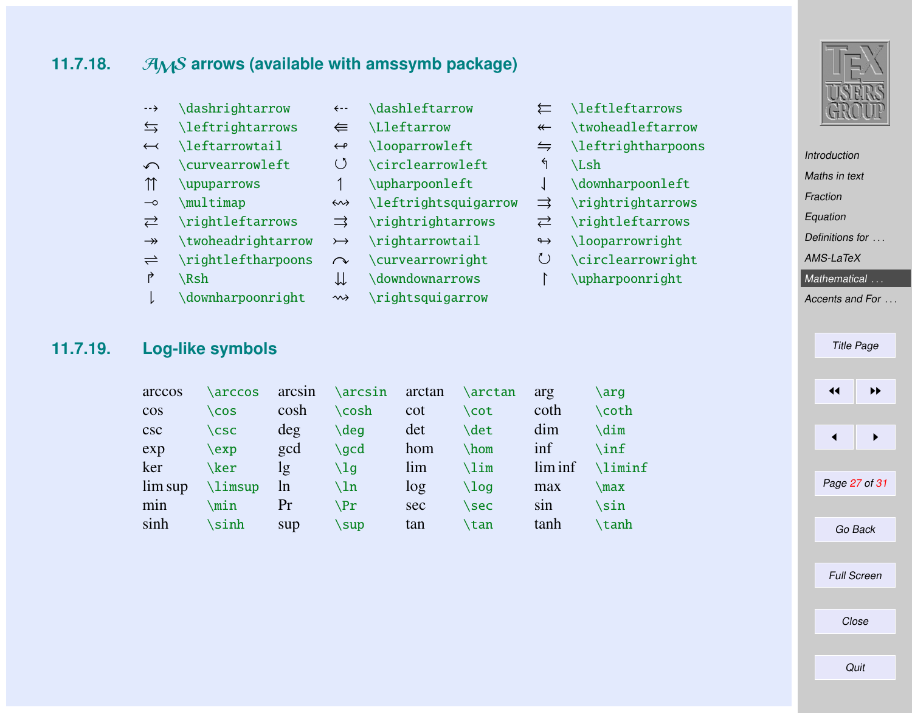### 11.7.18. $\mathcal{AMS}$ arrows (available with amssymb package)

| Symbol | Command | Symbol | Command | Symbol | Command |
|---|---|---|---|---|---|
| $\dashrightarrow$ | `\dashrightarrow` | $\dashleftarrow$ | `\dashleftarrow` | $\leftleftarrows$ | `\leftleftarrows` |
| $\leftrightarrows$ | `\leftrightarrows` | $\Lleftarrow$ | `\Lleftarrow` | $\twoheadleftarrow$ | `\twoheadleftarrow` |
| $\leftarrowtail$ | `\leftarrowtail` | $\looparrowleft$ | `\looparrowleft` | $\leftrightharpoons$ | `\leftrightharpoons` |
| $\curvearrowleft$ | `\curvearrowleft` | $\circlearrowleft$ | `\circlearrowleft` | $\Lsh$ | `\Lsh` |
| $\upuparrows$ | `\upuparrows` | $\upharpoonleft$ | `\upharpoonleft` | $\downharpoonleft$ | `\downharpoonleft` |
| $\multimap$ | `\multimap` | $\leftrightsquigarrow$ | `\leftrightsquigarrow` | $\rightrightarrows$ | `\rightrightarrows` |
| $\rightleftarrows$ | `\rightleftarrows` | $\rightrightarrows$ | `\rightrightarrows` | $\rightleftarrows$ | `\rightleftarrows` |
| $\twoheadrightarrow$ | `\twoheadrightarrow` | $\rightarrowtail$ | `\rightarrowtail` | $\looparrowright$ | `\looparrowright` |
| $\rightleftharpoons$ | `\rightleftharpoons` | $\curvearrowright$ | `\curvearrowright` | $\circlearrowright$ | `\circlearrowright` |
| $\Rsh$ | `\Rsh` | $\downdownarrows$ | `\downdownarrows` | $\upharpoonright$ | `\upharpoonright` |
| $\downharpoonright$ | `\downharpoonright` | $\rightsquigarrow$ | `\rightsquigarrow` | | |

### 11.7.19. Log-like symbols

| Symbol | Command | Symbol | Command | Symbol | Command | Symbol | Command |
|---|---|---|---|---|---|---|---|
| $\arccos$ | `\arccos` | $\arcsin$ | `\arcsin` | $\arctan$ | `\arctan` | $\arg$ | `\arg` |
| $\cos$ | `\cos` | $\cosh$ | `\cosh` | $\cot$ | `\cot` | $\coth$ | `\coth` |
| $\csc$ | `\csc` | $\deg$ | `\deg` | $\det$ | `\det` | $\dim$ | `\dim` |
| $\exp$ | `\exp` | $\gcd$ | `\gcd` | $\hom$ | `\hom` | $\inf$ | `\inf` |
| $\ker$ | `\ker` | $\lg$ | `\lg` | $\lim$ | `\lim` | $\liminf$ | `\liminf` |
| $\limsup$ | `\limsup` | $\ln$ | `\ln` | $\log$ | `\log` | $\max$ | `\max` |
| $\min$ | `\min` | $\Pr$ | `\Pr` | $\sec$ | `\sec` | $\sin$ | `\sin` |
| $\sinh$ | `\sinh` | $\sup$ | `\sup` | $\tan$ | `\tan` | $\tanh$ | `\tanh` |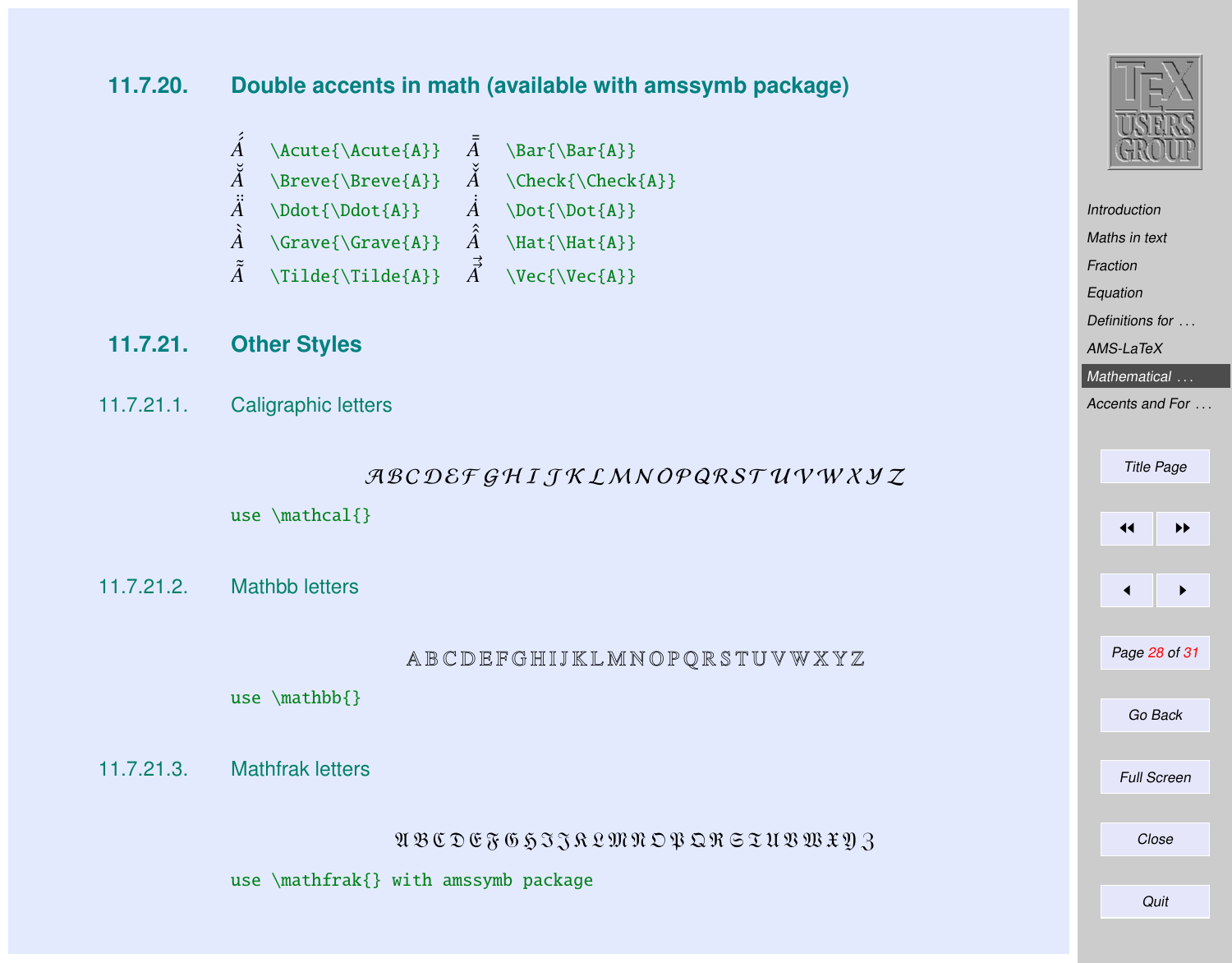### 11.7.20. Double accents in math (available with amssymb package)

| | | | |
|---|---|---|---|
| $\acute{\acute{A}}$ | `\Acute{\Acute{A}}` | $\bar{\bar{A}}$ | `\Bar{\Bar{A}}` |
| $\breve{\breve{A}}$ | `\Breve{\Breve{A}}` | $\check{\check{A}}$ | `\Check{\Check{A}}` |
| $\ddot{\ddot{A}}$ | `\Ddot{\Ddot{A}}` | $\dot{\dot{A}}$ | `\Dot{\Dot{A}}` |
| $\grave{\grave{A}}$ | `\Grave{\Grave{A}}` | $\hat{\hat{A}}$ | `\Hat{\Hat{A}}` |
| $\tilde{\tilde{A}}$ | `\Tilde{\Tilde{A}}` | $\vec{\vec{A}}$ | `\Vec{\Vec{A}}` |

### 11.7.21. Other Styles

#### 11.7.21.1. Caligraphic letters

$$\mathcal{A}\,\mathcal{B}\,\mathcal{C}\,\mathcal{D}\,\mathcal{E}\,\mathcal{F}\,\mathcal{G}\,\mathcal{H}\,\mathcal{I}\,\mathcal{J}\,\mathcal{K}\,\mathcal{L}\,\mathcal{M}\,\mathcal{N}\,\mathcal{O}\,\mathcal{P}\,\mathcal{Q}\,\mathcal{R}\,\mathcal{S}\,\mathcal{T}\,\mathcal{U}\,\mathcal{V}\,\mathcal{W}\,\mathcal{X}\,\mathcal{Y}\,\mathcal{Z}$$

use `\mathcal{}`

#### 11.7.21.2. Mathbb letters

$$\mathbb{A}\,\mathbb{B}\,\mathbb{C}\,\mathbb{D}\,\mathbb{E}\,\mathbb{F}\,\mathbb{G}\,\mathbb{H}\,\mathbb{I}\,\mathbb{J}\,\mathbb{K}\,\mathbb{L}\,\mathbb{M}\,\mathbb{N}\,\mathbb{O}\,\mathbb{P}\,\mathbb{Q}\,\mathbb{R}\,\mathbb{S}\,\mathbb{T}\,\mathbb{U}\,\mathbb{V}\,\mathbb{W}\,\mathbb{X}\,\mathbb{Y}\,\mathbb{Z}$$

use `\mathbb{}`

#### 11.7.21.3. Mathfrak letters

$$\mathfrak{A}\,\mathfrak{B}\,\mathfrak{C}\,\mathfrak{D}\,\mathfrak{E}\,\mathfrak{F}\,\mathfrak{G}\,\mathfrak{H}\,\mathfrak{I}\,\mathfrak{J}\,\mathfrak{K}\,\mathfrak{L}\,\mathfrak{M}\,\mathfrak{N}\,\mathfrak{O}\,\mathfrak{P}\,\mathfrak{Q}\,\mathfrak{R}\,\mathfrak{S}\,\mathfrak{T}\,\mathfrak{U}\,\mathfrak{V}\,\mathfrak{W}\,\mathfrak{X}\,\mathfrak{Y}\,\mathfrak{Z}$$

use `\mathfrak{}` with amssymb package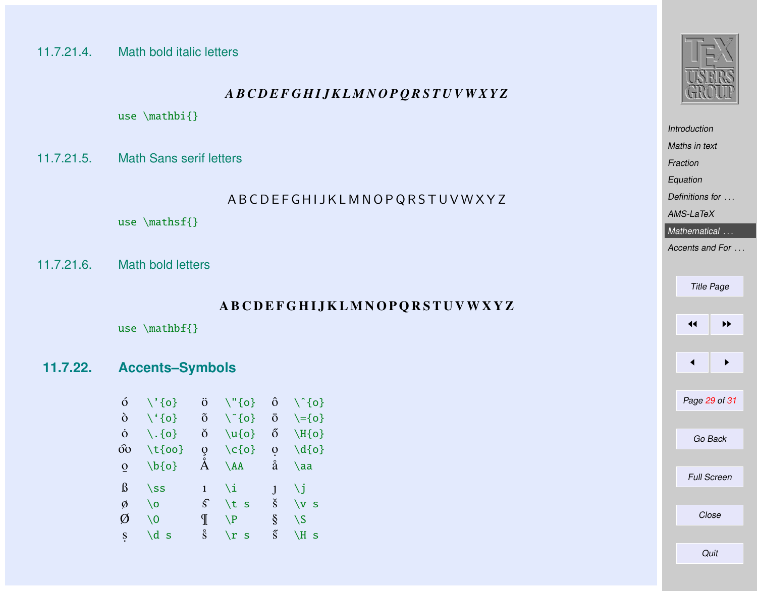#### 11.7.21.4. Math bold italic letters

$$\boldsymbol{A\,B\,C\,D\,E\,F\,G\,H\,I\,J\,K\,L\,M\,N\,O\,P\,Q\,R\,S\,T\,U\,V\,W\,X\,Y\,Z}$$

use `\mathbi{}`

#### 11.7.21.5. Math Sans serif letters

$$\mathsf{A\,B\,C\,D\,E\,F\,G\,H\,I\,J\,K\,L\,M\,N\,O\,P\,Q\,R\,S\,T\,U\,V\,W\,X\,Y\,Z}$$

use `\mathsf{}`

#### 11.7.21.6. Math bold letters

$$\mathbf{A\,B\,C\,D\,E\,F\,G\,H\,I\,J\,K\,L\,M\,N\,O\,P\,Q\,R\,S\,T\,U\,V\,W\,X\,Y\,Z}$$

use `\mathbf{}`

### 11.7.22. Accents–Symbols

| | | | | | |
|---|---|---|---|---|---|
| ó | `\'{o}` | ö | `\"{o}` | ô | `\^{o}` |
| ò | `` \`{o} `` | õ | `\~{o}` | ō | `\={o}` |
| ȯ | `\.{o}` | ŏ | `\u{o}` | ő | `\H{o}` |
| o͡o | `\t{oo}` | o̧ | `\c{o}` | ọ | `\d{o}` |
| o̱ | `\b{o}` | Å | `\AA` | å | `\aa` |
| ß | `\ss` | ı | `\i` | ȷ | `\j` |
| ø | `\o` | s͡ | `\t s` | š | `\v s` |
| Ø | `\O` | ¶ | `\P` | § | `\S` |
| ṣ | `\d s` | s̊ | `\r s` | s̋ | `\H s` |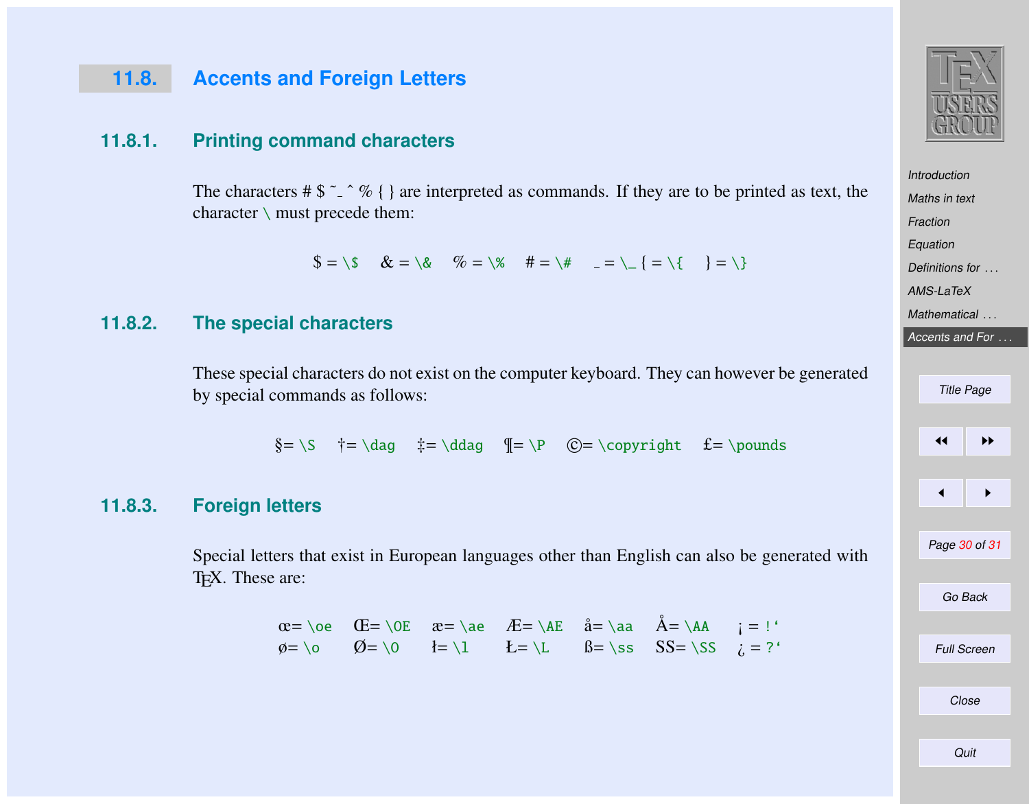## 11.8. Accents and Foreign Letters

### 11.8.1. Printing command characters

The characters # $ ~ _ ^ % { } are interpreted as commands. If they are to be printed as text, the character `\` must precede them:

$ = `\$`   & = `\&`   % = `\%`   # = `\#`   _ = `\_`  { = `\{`   } = `\}`

### 11.8.2. The special characters

These special characters do not exist on the computer keyboard. They can however be generated by special commands as follows:

§= `\S`   †= `\dag`   ‡= `\ddag`   ¶= `\P`   ©= `\copyright`   £= `\pounds`

### 11.8.3. Foreign letters

Special letters that exist in European languages other than English can also be generated with TEX. These are:

| | | | | | | |
|---|---|---|---|---|---|---|
| œ= `\oe` | Œ= `\OE` | æ= `\ae` | Æ= `\AE` | å= `\aa` | Å= `\AA` | ¡ = `!‘` |
| ø= `\o` | Ø= `\O` | ł= `\l` | Ł= `\L` | ß= `\ss` | SS= `\SS` | ¿ = `?‘` |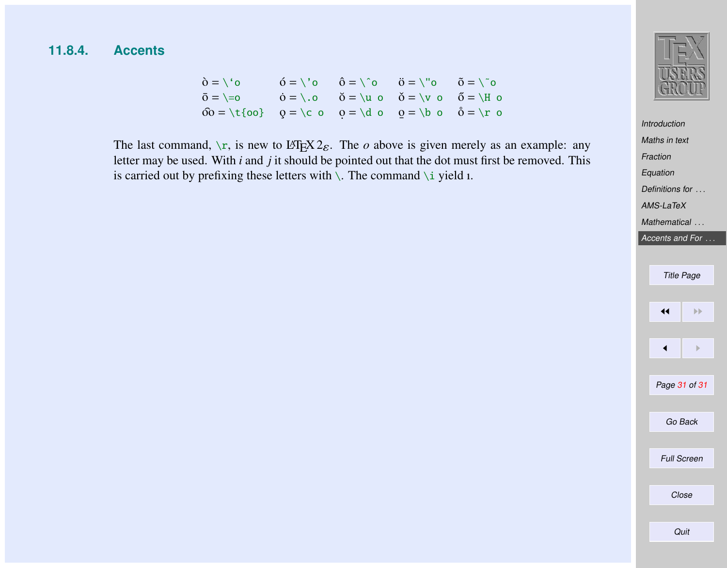### 11.8.4. Accents

| | | | | |
|---|---|---|---|---|
| ò = `\‘o` | ó = `\’o` | ô = `\^o` | ö = `\"o` | õ = `\~o` |
| ō = `\=o` | ȯ = `\.o` | ŏ = `\u o` | ǒ = `\v o` | ő = `\H o` |
| o͡o = `\t{oo}` | o̧ = `\c o` | ọ = `\d o` | o̲ = `\b o` | o̊ = `\r o` |

The last command, `\r`, is new to LaTeX $2_\varepsilon$. The *o* above is given merely as an example: any letter may be used. With *i* and *j* it should be pointed out that the dot must first be removed. This is carried out by prefixing these letters with `\`. The command `\i` yield ı.

- Introduction
- Maths in text
- Fraction
- Equation
- Definitions for ...
- AMS-LaTeX
- Mathematical ...
- Accents and For ...

Title Page

Go Back

Full Screen

Close

Quit